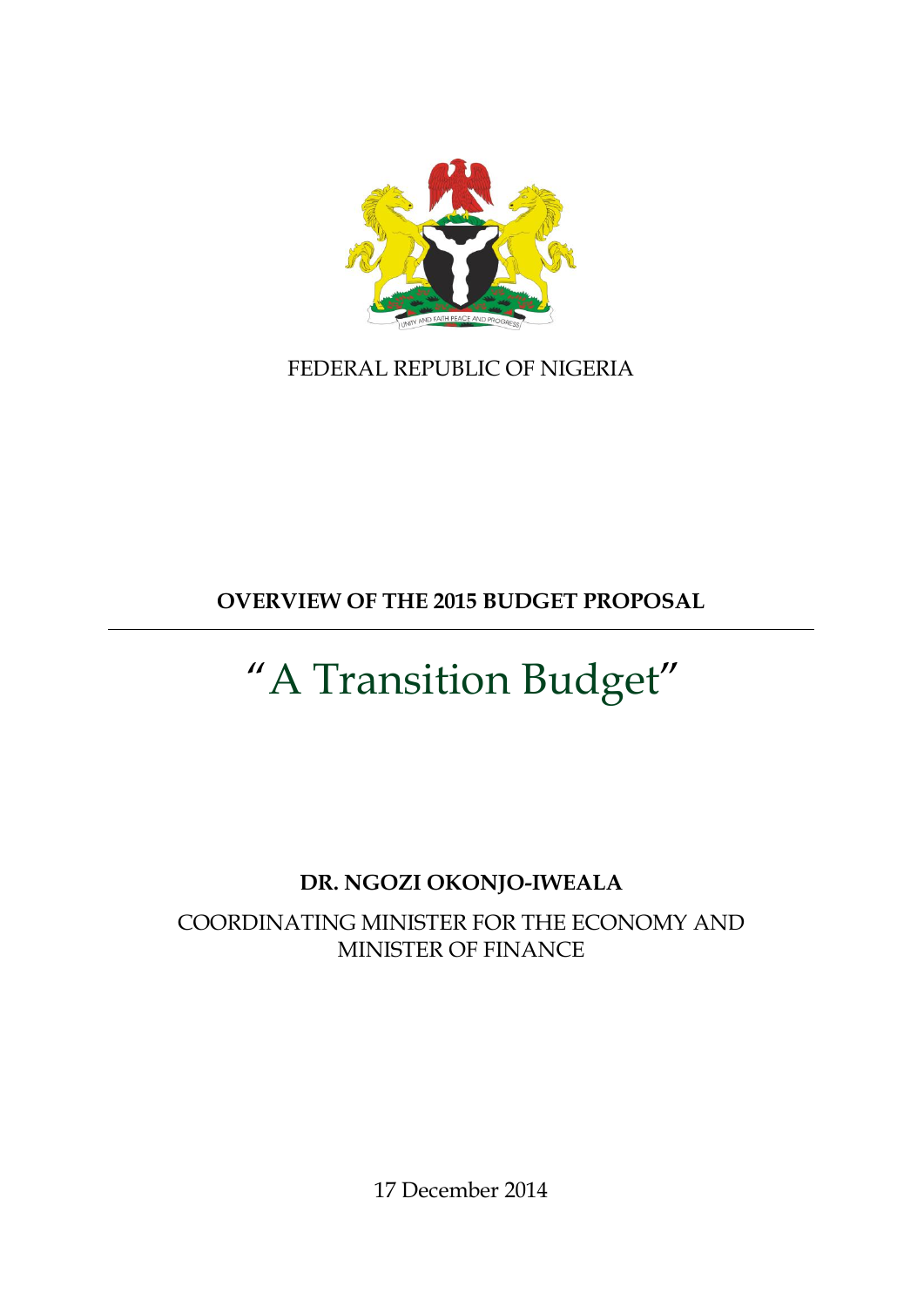FEDERAL REPUBLIC OF NIGERIA

# OVERVIEW OF THE 2015 BUDGET PROPOSAL

## "A Transition Budget"

**DR. NGOZI OKONJO-IWEALA**

COORDINATING MINISTER FOR THE ECONOMY AND MINISTER OF FINANCE

17 December 2014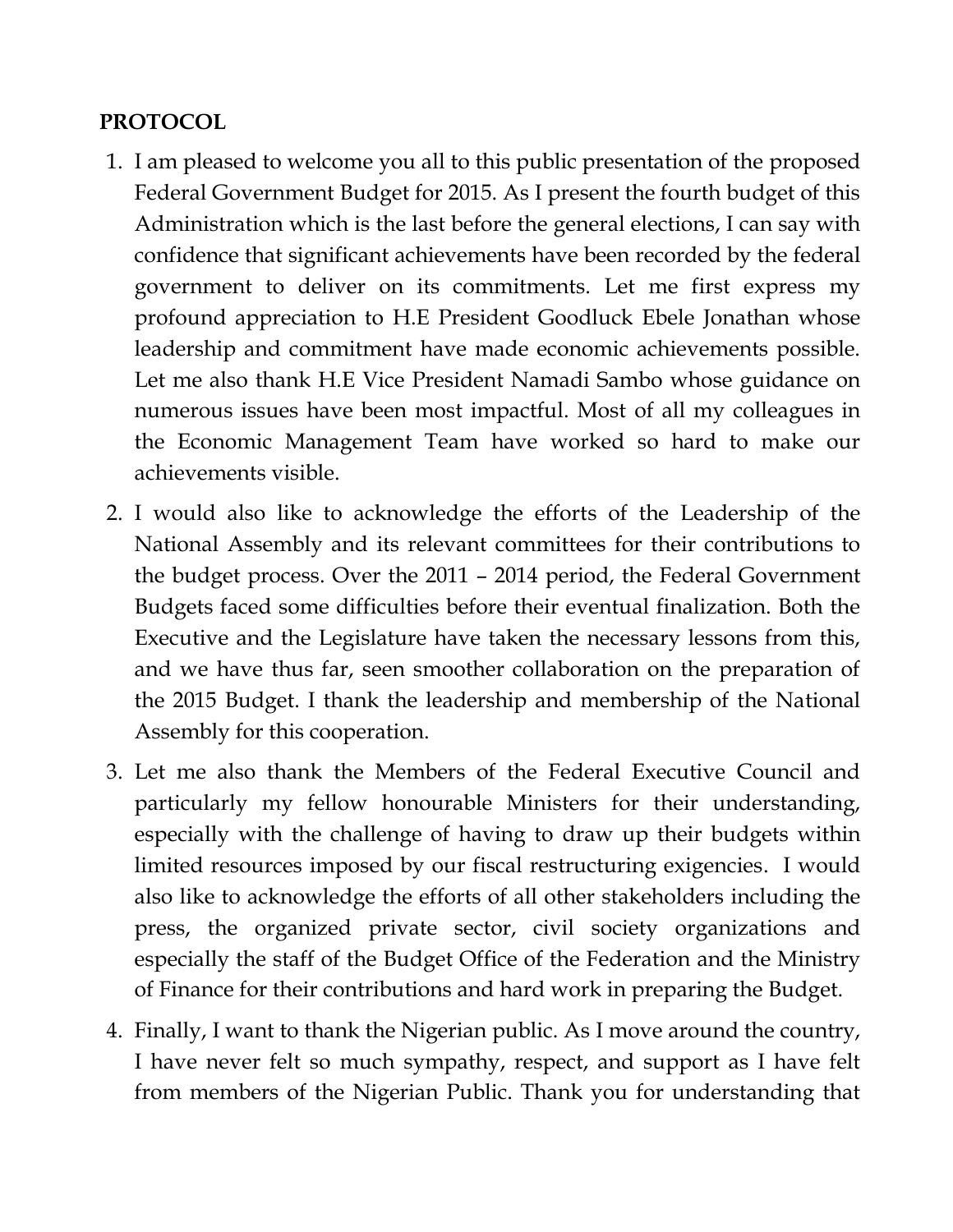**PROTOCOL**

1. I am pleased to welcome you all to this public presentation of the proposed Federal Government Budget for 2015. As I present the fourth budget of this Administration which is the last before the general elections, I can say with confidence that significant achievements have been recorded by the federal government to deliver on its commitments. Let me first express my profound appreciation to H.E President Goodluck Ebele Jonathan whose leadership and commitment have made economic achievements possible. Let me also thank H.E Vice President Namadi Sambo whose guidance on numerous issues have been most impactful. Most of all my colleagues in the Economic Management Team have worked so hard to make our achievements visible.
2. I would also like to acknowledge the efforts of the Leadership of the National Assembly and its relevant committees for their contributions to the budget process. Over the 2011 – 2014 period, the Federal Government Budgets faced some difficulties before their eventual finalization. Both the Executive and the Legislature have taken the necessary lessons from this, and we have thus far, seen smoother collaboration on the preparation of the 2015 Budget. I thank the leadership and membership of the National Assembly for this cooperation.
3. Let me also thank the Members of the Federal Executive Council and particularly my fellow honourable Ministers for their understanding, especially with the challenge of having to draw up their budgets within limited resources imposed by our fiscal restructuring exigencies. I would also like to acknowledge the efforts of all other stakeholders including the press, the organized private sector, civil society organizations and especially the staff of the Budget Office of the Federation and the Ministry of Finance for their contributions and hard work in preparing the Budget.
4. Finally, I want to thank the Nigerian public. As I move around the country, I have never felt so much sympathy, respect, and support as I have felt from members of the Nigerian Public. Thank you for understanding that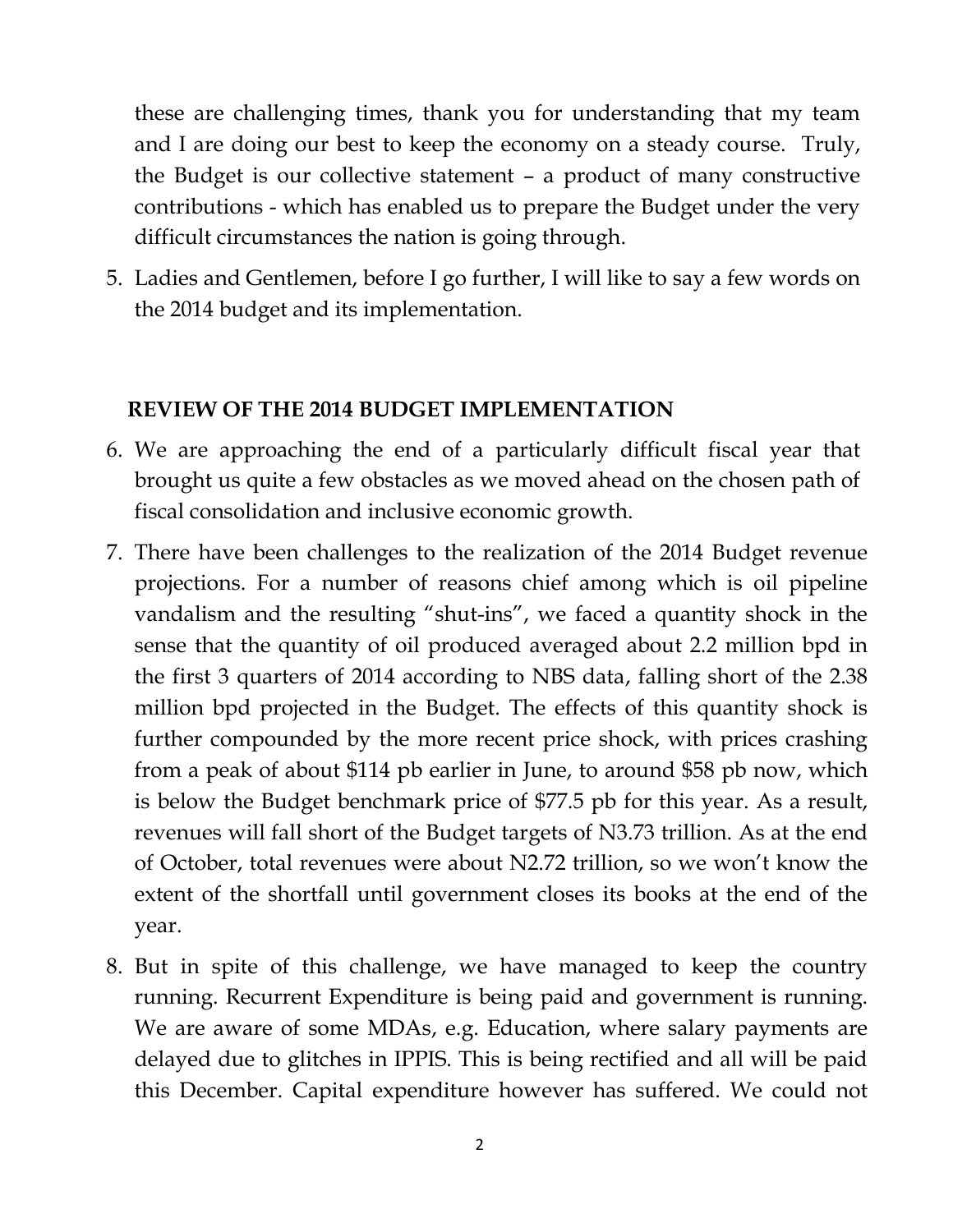these are challenging times, thank you for understanding that my team and I are doing our best to keep the economy on a steady course. Truly, the Budget is our collective statement – a product of many constructive contributions - which has enabled us to prepare the Budget under the very difficult circumstances the nation is going through.

5. Ladies and Gentlemen, before I go further, I will like to say a few words on the 2014 budget and its implementation.

## REVIEW OF THE 2014 BUDGET IMPLEMENTATION

6. We are approaching the end of a particularly difficult fiscal year that brought us quite a few obstacles as we moved ahead on the chosen path of fiscal consolidation and inclusive economic growth.

7. There have been challenges to the realization of the 2014 Budget revenue projections. For a number of reasons chief among which is oil pipeline vandalism and the resulting "shut-ins", we faced a quantity shock in the sense that the quantity of oil produced averaged about 2.2 million bpd in the first 3 quarters of 2014 according to NBS data, falling short of the 2.38 million bpd projected in the Budget. The effects of this quantity shock is further compounded by the more recent price shock, with prices crashing from a peak of about $114 pb earlier in June, to around $58 pb now, which is below the Budget benchmark price of $77.5 pb for this year. As a result, revenues will fall short of the Budget targets of N3.73 trillion. As at the end of October, total revenues were about N2.72 trillion, so we won't know the extent of the shortfall until government closes its books at the end of the year.

8. But in spite of this challenge, we have managed to keep the country running. Recurrent Expenditure is being paid and government is running. We are aware of some MDAs, e.g. Education, where salary payments are delayed due to glitches in IPPIS. This is being rectified and all will be paid this December. Capital expenditure however has suffered. We could not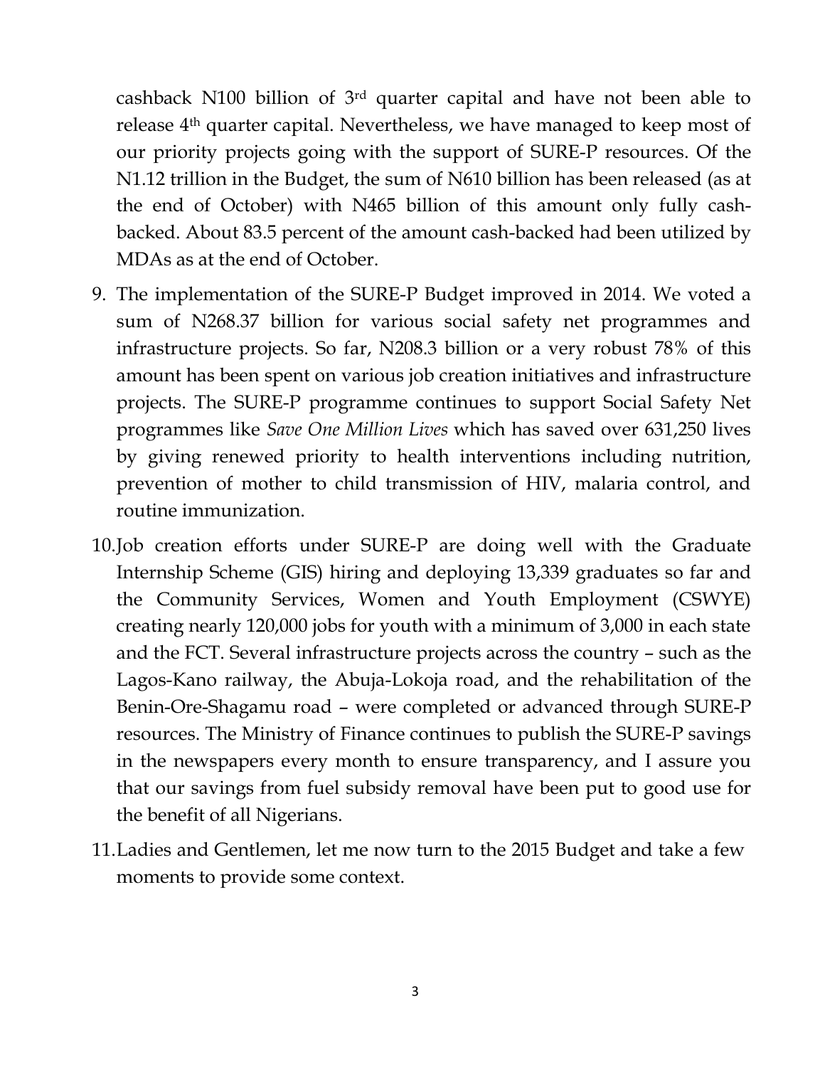cashback N100 billion of 3rd quarter capital and have not been able to release 4th quarter capital. Nevertheless, we have managed to keep most of our priority projects going with the support of SURE-P resources. Of the N1.12 trillion in the Budget, the sum of N610 billion has been released (as at the end of October) with N465 billion of this amount only fully cash-backed. About 83.5 percent of the amount cash-backed had been utilized by MDAs as at the end of October.

9. The implementation of the SURE-P Budget improved in 2014. We voted a sum of N268.37 billion for various social safety net programmes and infrastructure projects. So far, N208.3 billion or a very robust 78% of this amount has been spent on various job creation initiatives and infrastructure projects. The SURE-P programme continues to support Social Safety Net programmes like *Save One Million Lives* which has saved over 631,250 lives by giving renewed priority to health interventions including nutrition, prevention of mother to child transmission of HIV, malaria control, and routine immunization.

10. Job creation efforts under SURE-P are doing well with the Graduate Internship Scheme (GIS) hiring and deploying 13,339 graduates so far and the Community Services, Women and Youth Employment (CSWYE) creating nearly 120,000 jobs for youth with a minimum of 3,000 in each state and the FCT. Several infrastructure projects across the country – such as the Lagos-Kano railway, the Abuja-Lokoja road, and the rehabilitation of the Benin-Ore-Shagamu road – were completed or advanced through SURE-P resources. The Ministry of Finance continues to publish the SURE-P savings in the newspapers every month to ensure transparency, and I assure you that our savings from fuel subsidy removal have been put to good use for the benefit of all Nigerians.

11. Ladies and Gentlemen, let me now turn to the 2015 Budget and take a few moments to provide some context.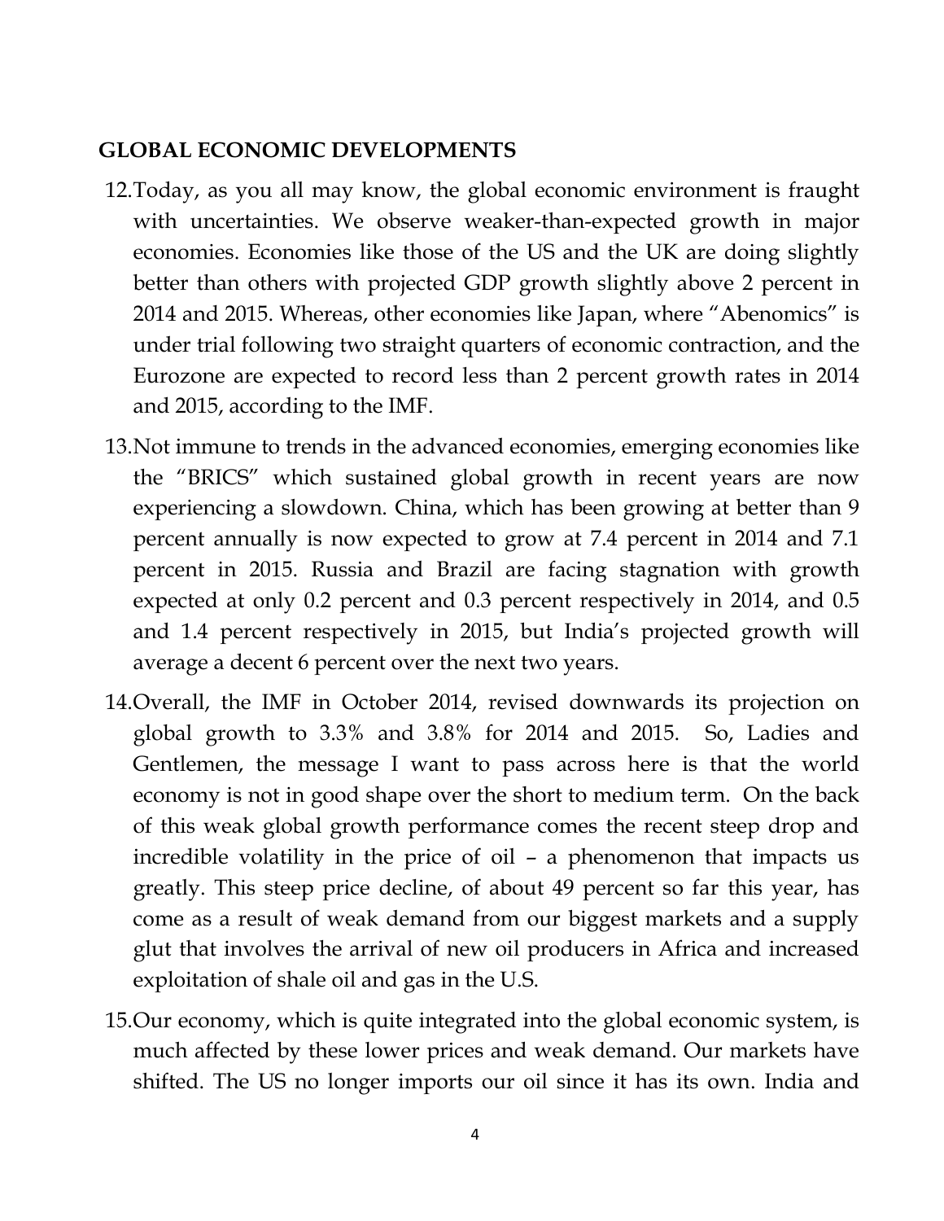## GLOBAL ECONOMIC DEVELOPMENTS

12. Today, as you all may know, the global economic environment is fraught with uncertainties. We observe weaker-than-expected growth in major economies. Economies like those of the US and the UK are doing slightly better than others with projected GDP growth slightly above 2 percent in 2014 and 2015. Whereas, other economies like Japan, where "Abenomics" is under trial following two straight quarters of economic contraction, and the Eurozone are expected to record less than 2 percent growth rates in 2014 and 2015, according to the IMF.

13. Not immune to trends in the advanced economies, emerging economies like the "BRICS" which sustained global growth in recent years are now experiencing a slowdown. China, which has been growing at better than 9 percent annually is now expected to grow at 7.4 percent in 2014 and 7.1 percent in 2015. Russia and Brazil are facing stagnation with growth expected at only 0.2 percent and 0.3 percent respectively in 2014, and 0.5 and 1.4 percent respectively in 2015, but India's projected growth will average a decent 6 percent over the next two years.

14. Overall, the IMF in October 2014, revised downwards its projection on global growth to 3.3% and 3.8% for 2014 and 2015. So, Ladies and Gentlemen, the message I want to pass across here is that the world economy is not in good shape over the short to medium term. On the back of this weak global growth performance comes the recent steep drop and incredible volatility in the price of oil – a phenomenon that impacts us greatly. This steep price decline, of about 49 percent so far this year, has come as a result of weak demand from our biggest markets and a supply glut that involves the arrival of new oil producers in Africa and increased exploitation of shale oil and gas in the U.S.

15. Our economy, which is quite integrated into the global economic system, is much affected by these lower prices and weak demand. Our markets have shifted. The US no longer imports our oil since it has its own. India and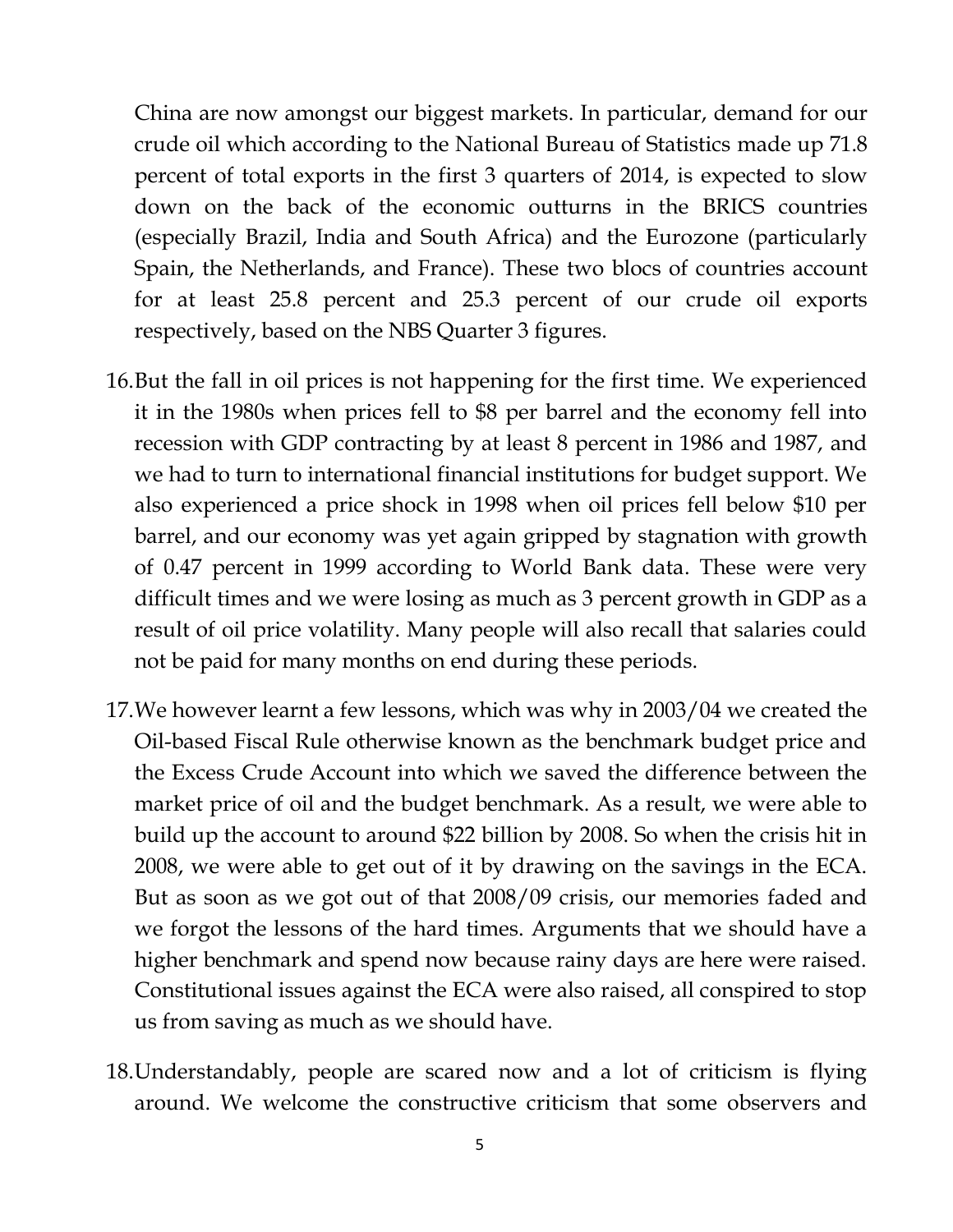China are now amongst our biggest markets. In particular, demand for our crude oil which according to the National Bureau of Statistics made up 71.8 percent of total exports in the first 3 quarters of 2014, is expected to slow down on the back of the economic outturns in the BRICS countries (especially Brazil, India and South Africa) and the Eurozone (particularly Spain, the Netherlands, and France). These two blocs of countries account for at least 25.8 percent and 25.3 percent of our crude oil exports respectively, based on the NBS Quarter 3 figures.

16. But the fall in oil prices is not happening for the first time. We experienced it in the 1980s when prices fell to $8 per barrel and the economy fell into recession with GDP contracting by at least 8 percent in 1986 and 1987, and we had to turn to international financial institutions for budget support. We also experienced a price shock in 1998 when oil prices fell below $10 per barrel, and our economy was yet again gripped by stagnation with growth of 0.47 percent in 1999 according to World Bank data. These were very difficult times and we were losing as much as 3 percent growth in GDP as a result of oil price volatility. Many people will also recall that salaries could not be paid for many months on end during these periods.

17. We however learnt a few lessons, which was why in 2003/04 we created the Oil-based Fiscal Rule otherwise known as the benchmark budget price and the Excess Crude Account into which we saved the difference between the market price of oil and the budget benchmark. As a result, we were able to build up the account to around $22 billion by 2008. So when the crisis hit in 2008, we were able to get out of it by drawing on the savings in the ECA. But as soon as we got out of that 2008/09 crisis, our memories faded and we forgot the lessons of the hard times. Arguments that we should have a higher benchmark and spend now because rainy days are here were raised. Constitutional issues against the ECA were also raised, all conspired to stop us from saving as much as we should have.

18. Understandably, people are scared now and a lot of criticism is flying around. We welcome the constructive criticism that some observers and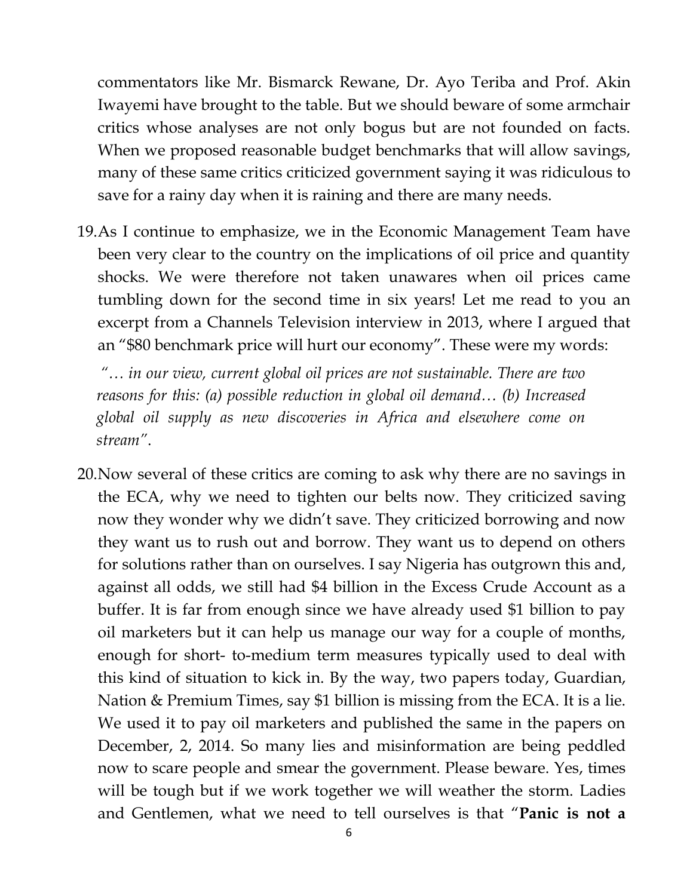commentators like Mr. Bismarck Rewane, Dr. Ayo Teriba and Prof. Akin Iwayemi have brought to the table. But we should beware of some armchair critics whose analyses are not only bogus but are not founded on facts. When we proposed reasonable budget benchmarks that will allow savings, many of these same critics criticized government saying it was ridiculous to save for a rainy day when it is raining and there are many needs.

19. As I continue to emphasize, we in the Economic Management Team have been very clear to the country on the implications of oil price and quantity shocks. We were therefore not taken unawares when oil prices came tumbling down for the second time in six years! Let me read to you an excerpt from a Channels Television interview in 2013, where I argued that an "$80 benchmark price will hurt our economy". These were my words:

    *"… in our view, current global oil prices are not sustainable. There are two reasons for this: (a) possible reduction in global oil demand… (b) Increased global oil supply as new discoveries in Africa and elsewhere come on stream".*

20. Now several of these critics are coming to ask why there are no savings in the ECA, why we need to tighten our belts now. They criticized saving now they wonder why we didn't save. They criticized borrowing and now they want us to rush out and borrow. They want us to depend on others for solutions rather than on ourselves. I say Nigeria has outgrown this and, against all odds, we still had $4 billion in the Excess Crude Account as a buffer. It is far from enough since we have already used $1 billion to pay oil marketers but it can help us manage our way for a couple of months, enough for short- to-medium term measures typically used to deal with this kind of situation to kick in. By the way, two papers today, Guardian, Nation & Premium Times, say $1 billion is missing from the ECA. It is a lie. We used it to pay oil marketers and published the same in the papers on December, 2, 2014. So many lies and misinformation are being peddled now to scare people and smear the government. Please beware. Yes, times will be tough but if we work together we will weather the storm. Ladies and Gentlemen, what we need to tell ourselves is that "**Panic is not a**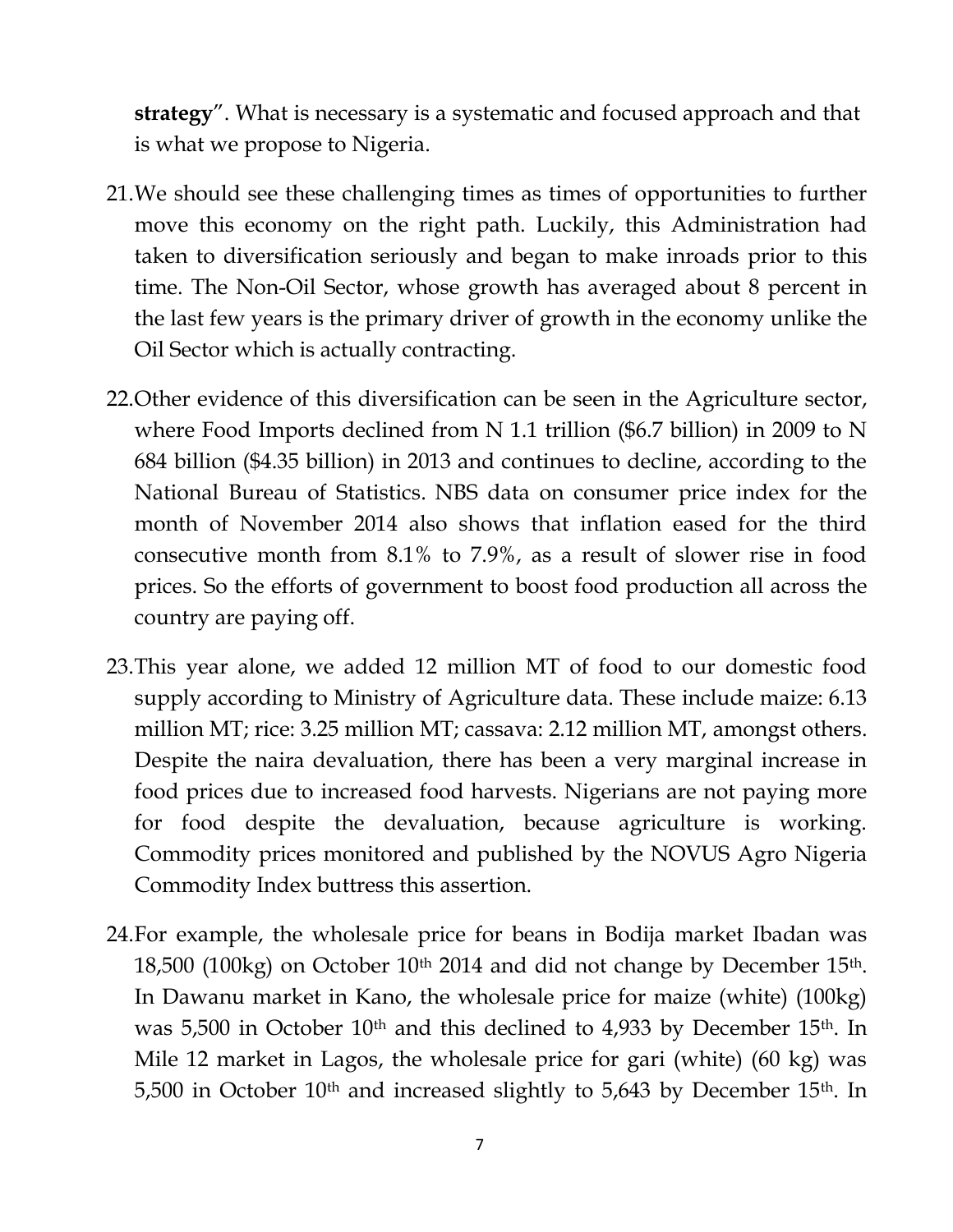**strategy**". What is necessary is a systematic and focused approach and that is what we propose to Nigeria.

21. We should see these challenging times as times of opportunities to further move this economy on the right path. Luckily, this Administration had taken to diversification seriously and began to make inroads prior to this time. The Non-Oil Sector, whose growth has averaged about 8 percent in the last few years is the primary driver of growth in the economy unlike the Oil Sector which is actually contracting.

22. Other evidence of this diversification can be seen in the Agriculture sector, where Food Imports declined from N 1.1 trillion ($6.7 billion) in 2009 to N 684 billion ($4.35 billion) in 2013 and continues to decline, according to the National Bureau of Statistics. NBS data on consumer price index for the month of November 2014 also shows that inflation eased for the third consecutive month from 8.1% to 7.9%, as a result of slower rise in food prices. So the efforts of government to boost food production all across the country are paying off.

23. This year alone, we added 12 million MT of food to our domestic food supply according to Ministry of Agriculture data. These include maize: 6.13 million MT; rice: 3.25 million MT; cassava: 2.12 million MT, amongst others. Despite the naira devaluation, there has been a very marginal increase in food prices due to increased food harvests. Nigerians are not paying more for food despite the devaluation, because agriculture is working. Commodity prices monitored and published by the NOVUS Agro Nigeria Commodity Index buttress this assertion.

24. For example, the wholesale price for beans in Bodija market Ibadan was 18,500 (100kg) on October 10th 2014 and did not change by December 15th. In Dawanu market in Kano, the wholesale price for maize (white) (100kg) was 5,500 in October 10th and this declined to 4,933 by December 15th. In Mile 12 market in Lagos, the wholesale price for gari (white) (60 kg) was 5,500 in October 10th and increased slightly to 5,643 by December 15th. In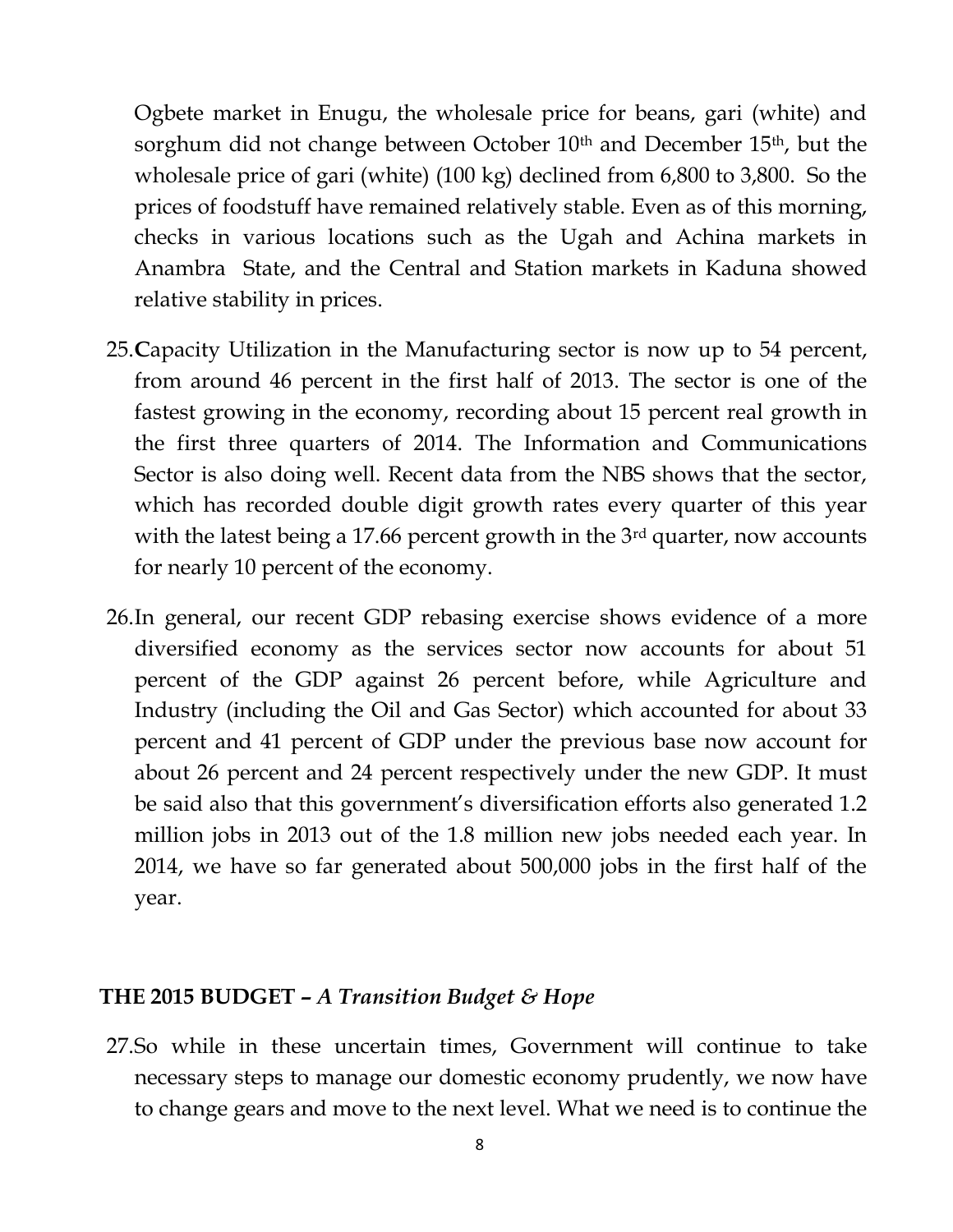Ogbete market in Enugu, the wholesale price for beans, gari (white) and sorghum did not change between October 10th and December 15th, but the wholesale price of gari (white) (100 kg) declined from 6,800 to 3,800. So the prices of foodstuff have remained relatively stable. Even as of this morning, checks in various locations such as the Ugah and Achina markets in Anambra State, and the Central and Station markets in Kaduna showed relative stability in prices.

25. **C**apacity Utilization in the Manufacturing sector is now up to 54 percent, from around 46 percent in the first half of 2013. The sector is one of the fastest growing in the economy, recording about 15 percent real growth in the first three quarters of 2014. The Information and Communications Sector is also doing well. Recent data from the NBS shows that the sector, which has recorded double digit growth rates every quarter of this year with the latest being a 17.66 percent growth in the 3rd quarter, now accounts for nearly 10 percent of the economy.

26. In general, our recent GDP rebasing exercise shows evidence of a more diversified economy as the services sector now accounts for about 51 percent of the GDP against 26 percent before, while Agriculture and Industry (including the Oil and Gas Sector) which accounted for about 33 percent and 41 percent of GDP under the previous base now account for about 26 percent and 24 percent respectively under the new GDP. It must be said also that this government's diversification efforts also generated 1.2 million jobs in 2013 out of the 1.8 million new jobs needed each year. In 2014, we have so far generated about 500,000 jobs in the first half of the year.

## THE 2015 BUDGET – *A Transition Budget & Hope*

27. So while in these uncertain times, Government will continue to take necessary steps to manage our domestic economy prudently, we now have to change gears and move to the next level. What we need is to continue the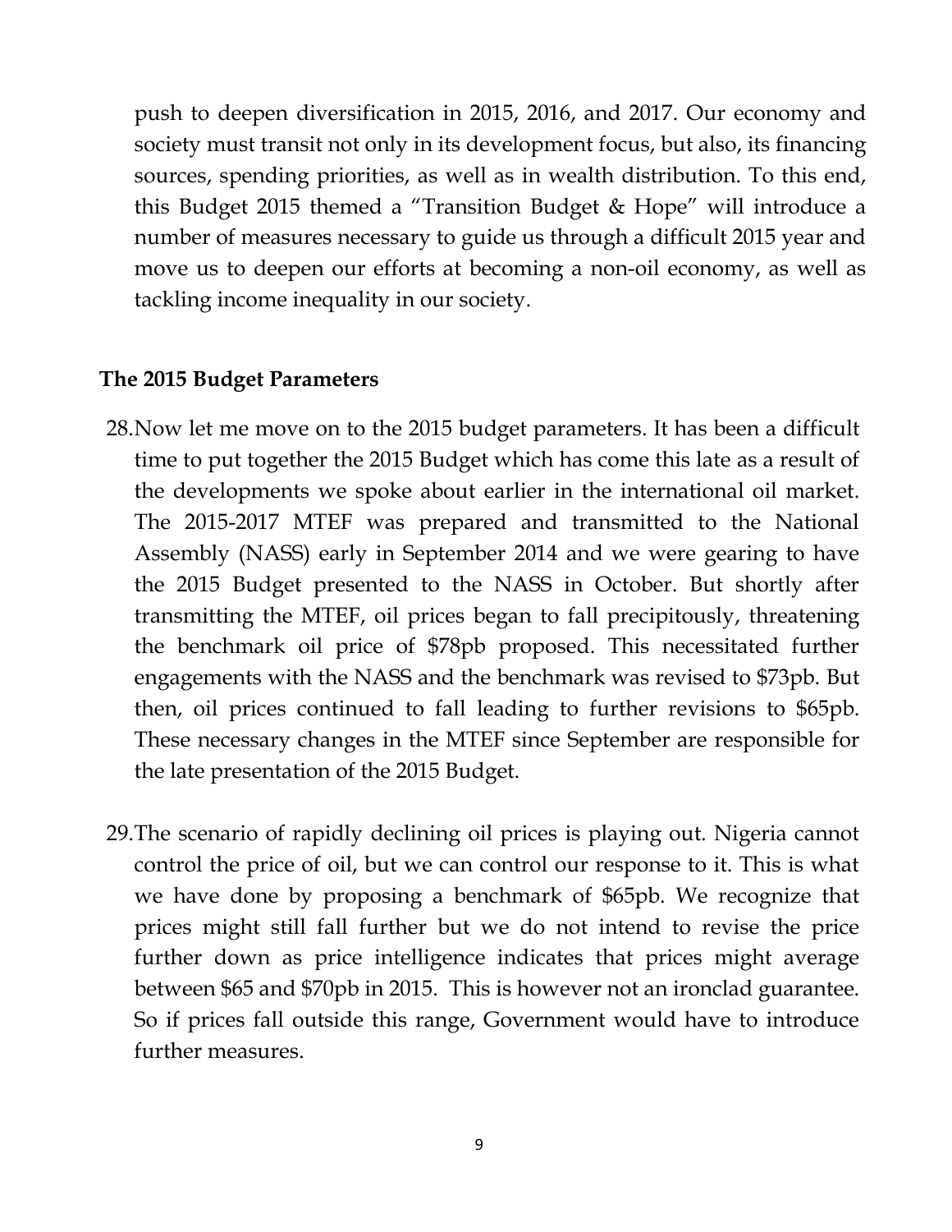push to deepen diversification in 2015, 2016, and 2017. Our economy and society must transit not only in its development focus, but also, its financing sources, spending priorities, as well as in wealth distribution. To this end, this Budget 2015 themed a "Transition Budget & Hope" will introduce a number of measures necessary to guide us through a difficult 2015 year and move us to deepen our efforts at becoming a non-oil economy, as well as tackling income inequality in our society.

**The 2015 Budget Parameters**

28. Now let me move on to the 2015 budget parameters. It has been a difficult time to put together the 2015 Budget which has come this late as a result of the developments we spoke about earlier in the international oil market. The 2015-2017 MTEF was prepared and transmitted to the National Assembly (NASS) early in September 2014 and we were gearing to have the 2015 Budget presented to the NASS in October. But shortly after transmitting the MTEF, oil prices began to fall precipitously, threatening the benchmark oil price of $78pb proposed. This necessitated further engagements with the NASS and the benchmark was revised to $73pb. But then, oil prices continued to fall leading to further revisions to $65pb. These necessary changes in the MTEF since September are responsible for the late presentation of the 2015 Budget.

29. The scenario of rapidly declining oil prices is playing out. Nigeria cannot control the price of oil, but we can control our response to it. This is what we have done by proposing a benchmark of $65pb. We recognize that prices might still fall further but we do not intend to revise the price further down as price intelligence indicates that prices might average between $65 and $70pb in 2015. This is however not an ironclad guarantee. So if prices fall outside this range, Government would have to introduce further measures.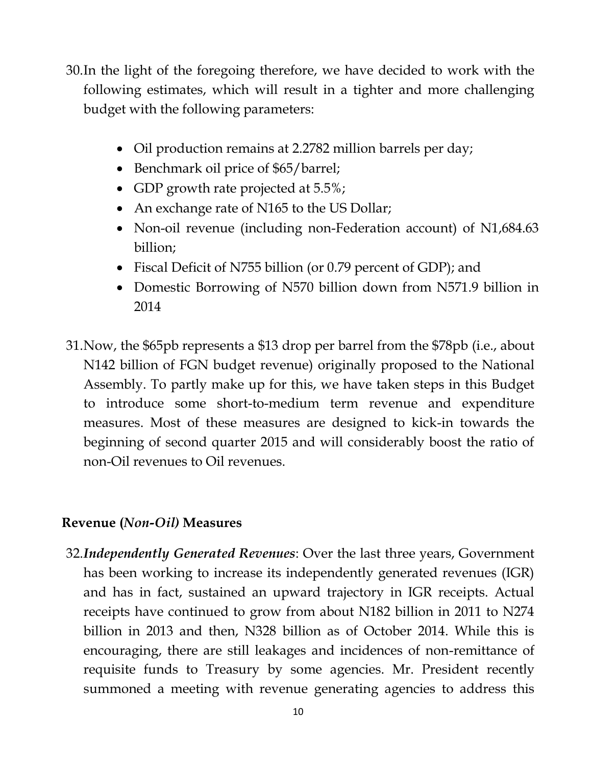30. In the light of the foregoing therefore, we have decided to work with the following estimates, which will result in a tighter and more challenging budget with the following parameters:

    - Oil production remains at 2.2782 million barrels per day;
    - Benchmark oil price of $65/barrel;
    - GDP growth rate projected at 5.5%;
    - An exchange rate of N165 to the US Dollar;
    - Non-oil revenue (including non-Federation account) of N1,684.63 billion;
    - Fiscal Deficit of N755 billion (or 0.79 percent of GDP); and
    - Domestic Borrowing of N570 billion down from N571.9 billion in 2014

31. Now, the $65pb represents a $13 drop per barrel from the $78pb (i.e., about N142 billion of FGN budget revenue) originally proposed to the National Assembly. To partly make up for this, we have taken steps in this Budget to introduce some short-to-medium term revenue and expenditure measures. Most of these measures are designed to kick-in towards the beginning of second quarter 2015 and will considerably boost the ratio of non-Oil revenues to Oil revenues.

**Revenue (*Non-Oil*) Measures**

32. ***Independently Generated Revenues***: Over the last three years, Government has been working to increase its independently generated revenues (IGR) and has in fact, sustained an upward trajectory in IGR receipts. Actual receipts have continued to grow from about N182 billion in 2011 to N274 billion in 2013 and then, N328 billion as of October 2014. While this is encouraging, there are still leakages and incidences of non-remittance of requisite funds to Treasury by some agencies. Mr. President recently summoned a meeting with revenue generating agencies to address this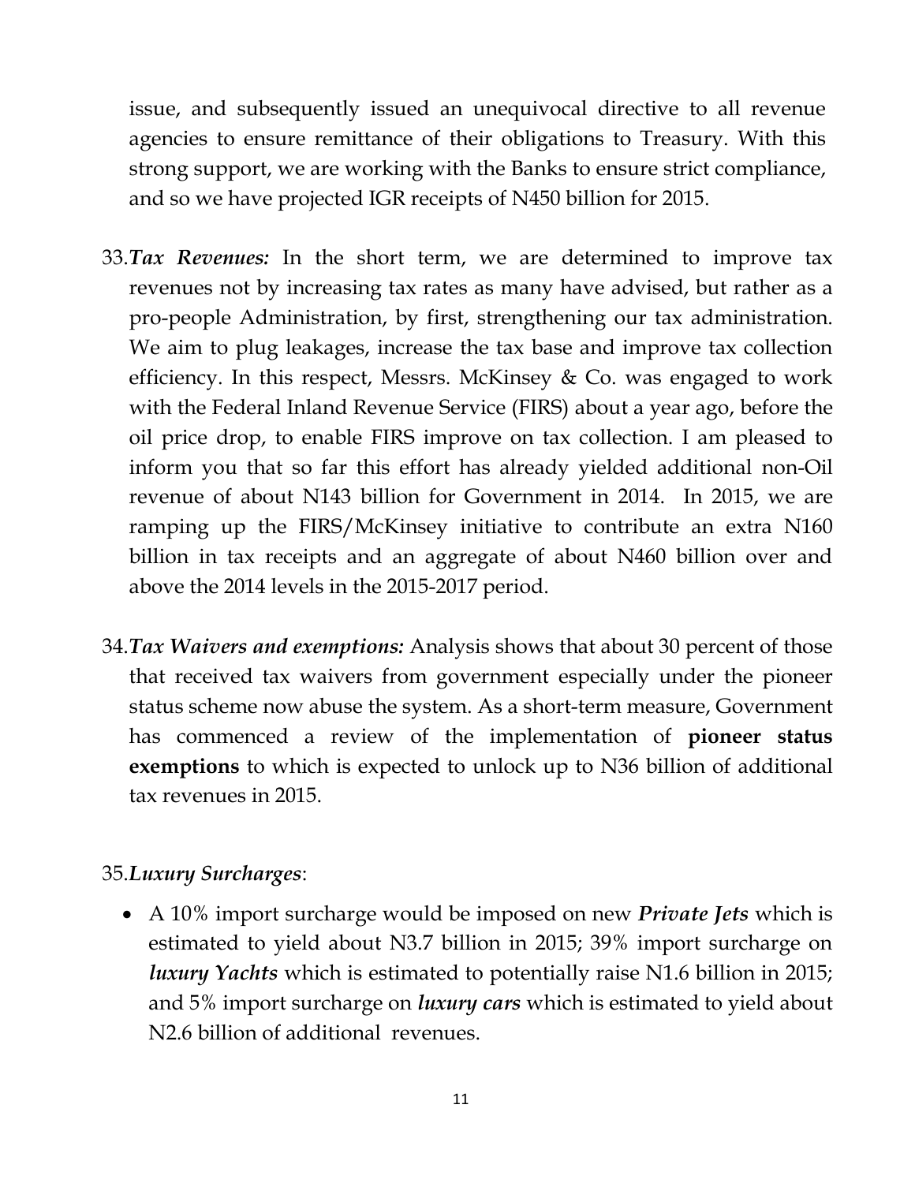issue, and subsequently issued an unequivocal directive to all revenue agencies to ensure remittance of their obligations to Treasury. With this strong support, we are working with the Banks to ensure strict compliance, and so we have projected IGR receipts of N450 billion for 2015.

33. ***Tax Revenues:*** In the short term, we are determined to improve tax revenues not by increasing tax rates as many have advised, but rather as a pro-people Administration, by first, strengthening our tax administration. We aim to plug leakages, increase the tax base and improve tax collection efficiency. In this respect, Messrs. McKinsey & Co. was engaged to work with the Federal Inland Revenue Service (FIRS) about a year ago, before the oil price drop, to enable FIRS improve on tax collection. I am pleased to inform you that so far this effort has already yielded additional non-Oil revenue of about N143 billion for Government in 2014. In 2015, we are ramping up the FIRS/McKinsey initiative to contribute an extra N160 billion in tax receipts and an aggregate of about N460 billion over and above the 2014 levels in the 2015-2017 period.

34. ***Tax Waivers and exemptions:*** Analysis shows that about 30 percent of those that received tax waivers from government especially under the pioneer status scheme now abuse the system. As a short-term measure, Government has commenced a review of the implementation of **pioneer status exemptions** to which is expected to unlock up to N36 billion of additional tax revenues in 2015.

35. ***Luxury Surcharges***:

- A 10% import surcharge would be imposed on new ***Private Jets*** which is estimated to yield about N3.7 billion in 2015; 39% import surcharge on ***luxury Yachts*** which is estimated to potentially raise N1.6 billion in 2015; and 5% import surcharge on ***luxury cars*** which is estimated to yield about N2.6 billion of additional revenues.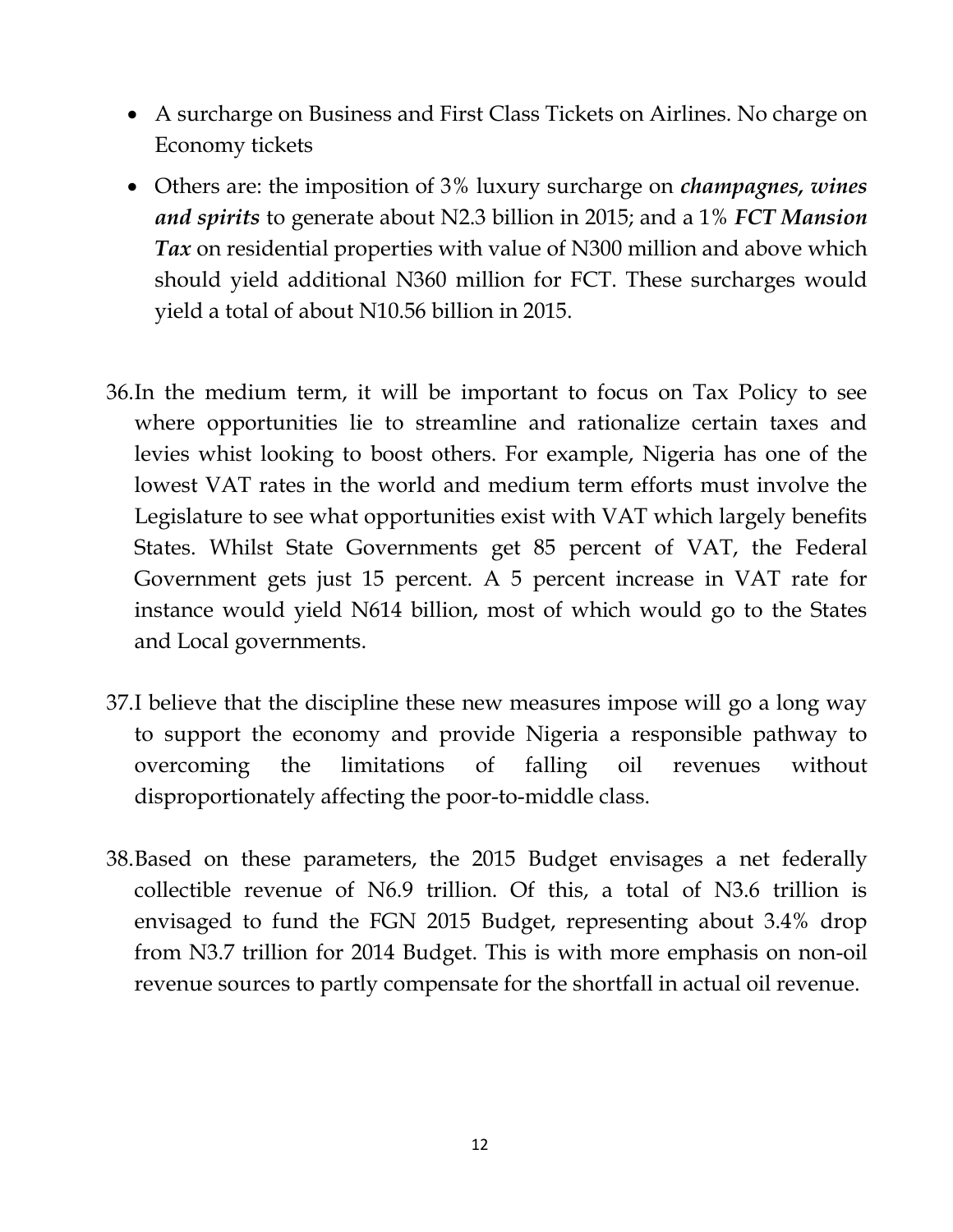- A surcharge on Business and First Class Tickets on Airlines. No charge on Economy tickets
- Others are: the imposition of 3% luxury surcharge on ***champagnes, wines and spirits*** to generate about N2.3 billion in 2015; and a 1% ***FCT Mansion Tax*** on residential properties with value of N300 million and above which should yield additional N360 million for FCT. These surcharges would yield a total of about N10.56 billion in 2015.

36. In the medium term, it will be important to focus on Tax Policy to see where opportunities lie to streamline and rationalize certain taxes and levies whist looking to boost others. For example, Nigeria has one of the lowest VAT rates in the world and medium term efforts must involve the Legislature to see what opportunities exist with VAT which largely benefits States. Whilst State Governments get 85 percent of VAT, the Federal Government gets just 15 percent. A 5 percent increase in VAT rate for instance would yield N614 billion, most of which would go to the States and Local governments.

37. I believe that the discipline these new measures impose will go a long way to support the economy and provide Nigeria a responsible pathway to overcoming the limitations of falling oil revenues without disproportionately affecting the poor-to-middle class.

38. Based on these parameters, the 2015 Budget envisages a net federally collectible revenue of N6.9 trillion. Of this, a total of N3.6 trillion is envisaged to fund the FGN 2015 Budget, representing about 3.4% drop from N3.7 trillion for 2014 Budget. This is with more emphasis on non-oil revenue sources to partly compensate for the shortfall in actual oil revenue.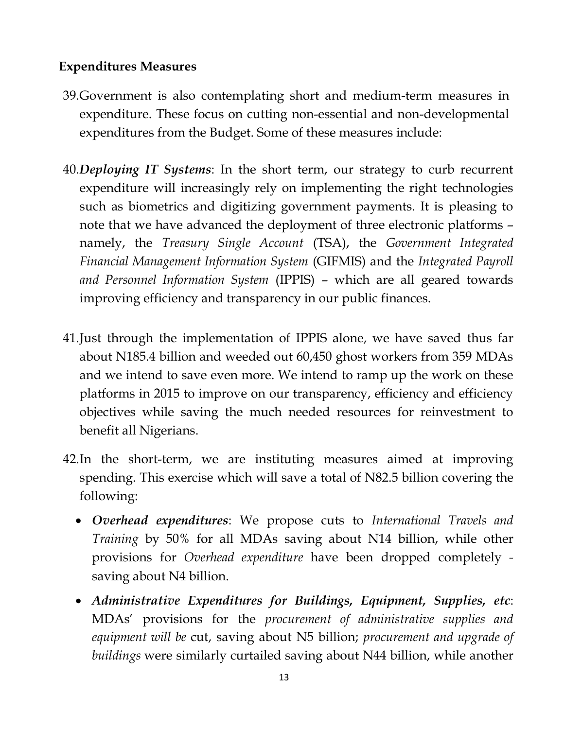**Expenditures Measures**

39. Government is also contemplating short and medium-term measures in expenditure. These focus on cutting non-essential and non-developmental expenditures from the Budget. Some of these measures include:

40. ***Deploying IT Systems***: In the short term, our strategy to curb recurrent expenditure will increasingly rely on implementing the right technologies such as biometrics and digitizing government payments. It is pleasing to note that we have advanced the deployment of three electronic platforms – namely, the *Treasury Single Account* (TSA), the *Government Integrated Financial Management Information System* (GIFMIS) and the *Integrated Payroll and Personnel Information System* (IPPIS) – which are all geared towards improving efficiency and transparency in our public finances.

41. Just through the implementation of IPPIS alone, we have saved thus far about N185.4 billion and weeded out 60,450 ghost workers from 359 MDAs and we intend to save even more. We intend to ramp up the work on these platforms in 2015 to improve on our transparency, efficiency and efficiency objectives while saving the much needed resources for reinvestment to benefit all Nigerians.

42. In the short-term, we are instituting measures aimed at improving spending. This exercise which will save a total of N82.5 billion covering the following:

- ***Overhead expenditures***: We propose cuts to *International Travels and Training* by 50% for all MDAs saving about N14 billion, while other provisions for *Overhead expenditure* have been dropped completely - saving about N4 billion.
- ***Administrative Expenditures for Buildings, Equipment, Supplies, etc***: MDAs' provisions for the *procurement of administrative supplies and equipment will be* cut, saving about N5 billion; *procurement and upgrade of buildings* were similarly curtailed saving about N44 billion, while another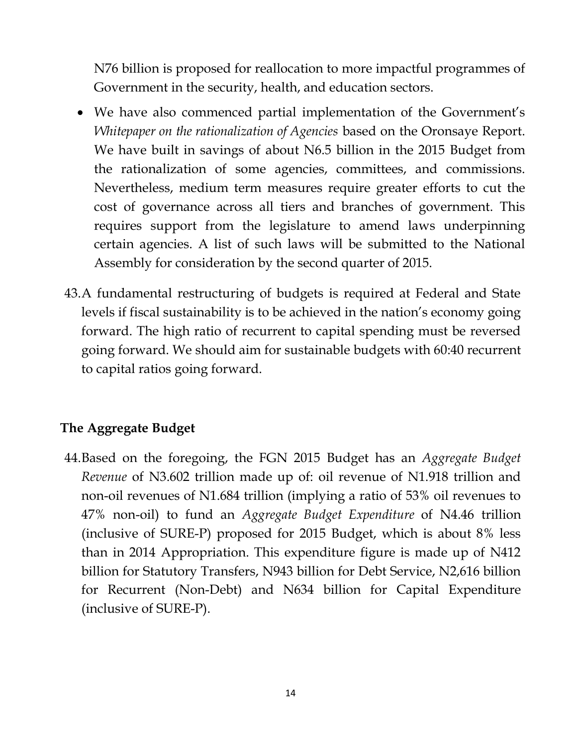N76 billion is proposed for reallocation to more impactful programmes of Government in the security, health, and education sectors.

- We have also commenced partial implementation of the Government's *Whitepaper on the rationalization of Agencies* based on the Oronsaye Report. We have built in savings of about N6.5 billion in the 2015 Budget from the rationalization of some agencies, committees, and commissions. Nevertheless, medium term measures require greater efforts to cut the cost of governance across all tiers and branches of government. This requires support from the legislature to amend laws underpinning certain agencies. A list of such laws will be submitted to the National Assembly for consideration by the second quarter of 2015.

43. A fundamental restructuring of budgets is required at Federal and State levels if fiscal sustainability is to be achieved in the nation's economy going forward. The high ratio of recurrent to capital spending must be reversed going forward. We should aim for sustainable budgets with 60:40 recurrent to capital ratios going forward.

## The Aggregate Budget

44. Based on the foregoing, the FGN 2015 Budget has an *Aggregate Budget Revenue* of N3.602 trillion made up of: oil revenue of N1.918 trillion and non-oil revenues of N1.684 trillion (implying a ratio of 53% oil revenues to 47% non-oil) to fund an *Aggregate Budget Expenditure* of N4.46 trillion (inclusive of SURE-P) proposed for 2015 Budget, which is about 8% less than in 2014 Appropriation. This expenditure figure is made up of N412 billion for Statutory Transfers, N943 billion for Debt Service, N2,616 billion for Recurrent (Non-Debt) and N634 billion for Capital Expenditure (inclusive of SURE-P).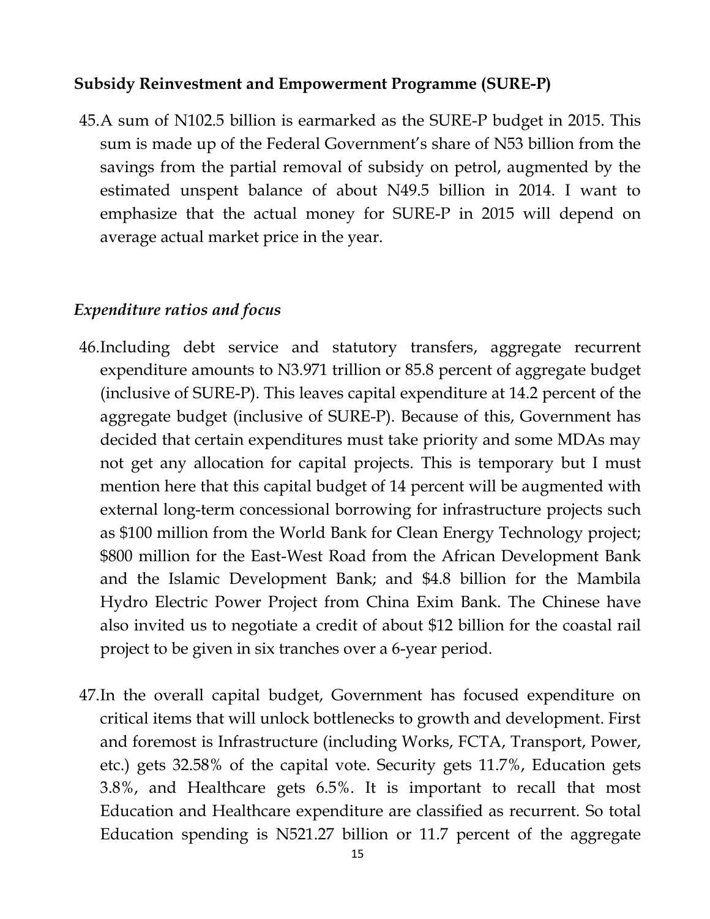**Subsidy Reinvestment and Empowerment Programme (SURE-P)**

45. A sum of N102.5 billion is earmarked as the SURE-P budget in 2015. This sum is made up of the Federal Government's share of N53 billion from the savings from the partial removal of subsidy on petrol, augmented by the estimated unspent balance of about N49.5 billion in 2014. I want to emphasize that the actual money for SURE-P in 2015 will depend on average actual market price in the year.

*Expenditure ratios and focus*

46. Including debt service and statutory transfers, aggregate recurrent expenditure amounts to N3.971 trillion or 85.8 percent of aggregate budget (inclusive of SURE-P). This leaves capital expenditure at 14.2 percent of the aggregate budget (inclusive of SURE-P). Because of this, Government has decided that certain expenditures must take priority and some MDAs may not get any allocation for capital projects. This is temporary but I must mention here that this capital budget of 14 percent will be augmented with external long-term concessional borrowing for infrastructure projects such as $100 million from the World Bank for Clean Energy Technology project; $800 million for the East-West Road from the African Development Bank and the Islamic Development Bank; and $4.8 billion for the Mambila Hydro Electric Power Project from China Exim Bank. The Chinese have also invited us to negotiate a credit of about $12 billion for the coastal rail project to be given in six tranches over a 6-year period.

47. In the overall capital budget, Government has focused expenditure on critical items that will unlock bottlenecks to growth and development. First and foremost is Infrastructure (including Works, FCTA, Transport, Power, etc.) gets 32.58% of the capital vote. Security gets 11.7%, Education gets 3.8%, and Healthcare gets 6.5%. It is important to recall that most Education and Healthcare expenditure are classified as recurrent. So total Education spending is N521.27 billion or 11.7 percent of the aggregate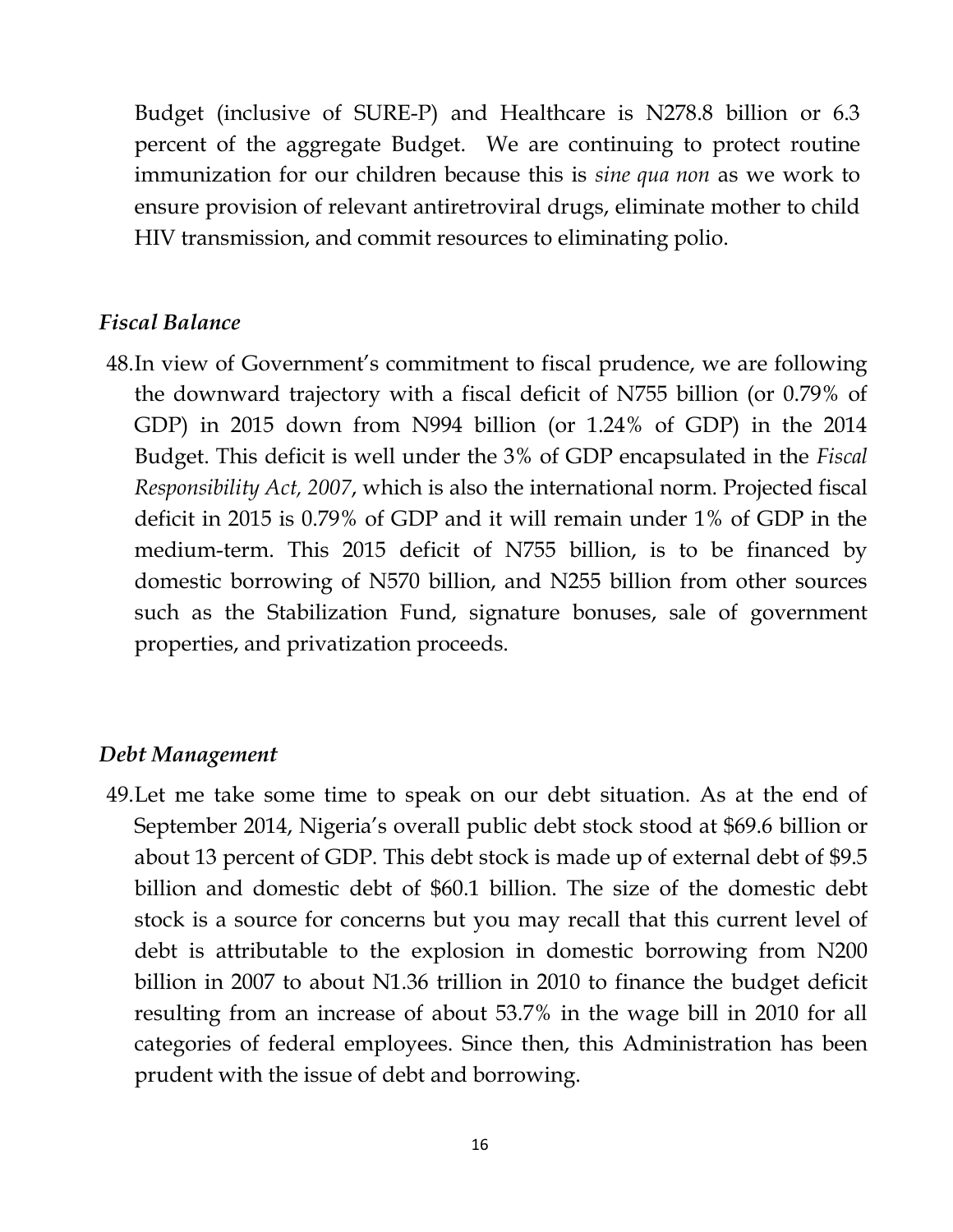Budget (inclusive of SURE-P) and Healthcare is N278.8 billion or 6.3 percent of the aggregate Budget. We are continuing to protect routine immunization for our children because this is *sine qua non* as we work to ensure provision of relevant antiretroviral drugs, eliminate mother to child HIV transmission, and commit resources to eliminating polio.

### *Fiscal Balance*

48. In view of Government's commitment to fiscal prudence, we are following the downward trajectory with a fiscal deficit of N755 billion (or 0.79% of GDP) in 2015 down from N994 billion (or 1.24% of GDP) in the 2014 Budget. This deficit is well under the 3% of GDP encapsulated in the *Fiscal Responsibility Act, 2007*, which is also the international norm. Projected fiscal deficit in 2015 is 0.79% of GDP and it will remain under 1% of GDP in the medium-term. This 2015 deficit of N755 billion, is to be financed by domestic borrowing of N570 billion, and N255 billion from other sources such as the Stabilization Fund, signature bonuses, sale of government properties, and privatization proceeds.

### *Debt Management*

49. Let me take some time to speak on our debt situation. As at the end of September 2014, Nigeria's overall public debt stock stood at $69.6 billion or about 13 percent of GDP. This debt stock is made up of external debt of $9.5 billion and domestic debt of $60.1 billion. The size of the domestic debt stock is a source for concerns but you may recall that this current level of debt is attributable to the explosion in domestic borrowing from N200 billion in 2007 to about N1.36 trillion in 2010 to finance the budget deficit resulting from an increase of about 53.7% in the wage bill in 2010 for all categories of federal employees. Since then, this Administration has been prudent with the issue of debt and borrowing.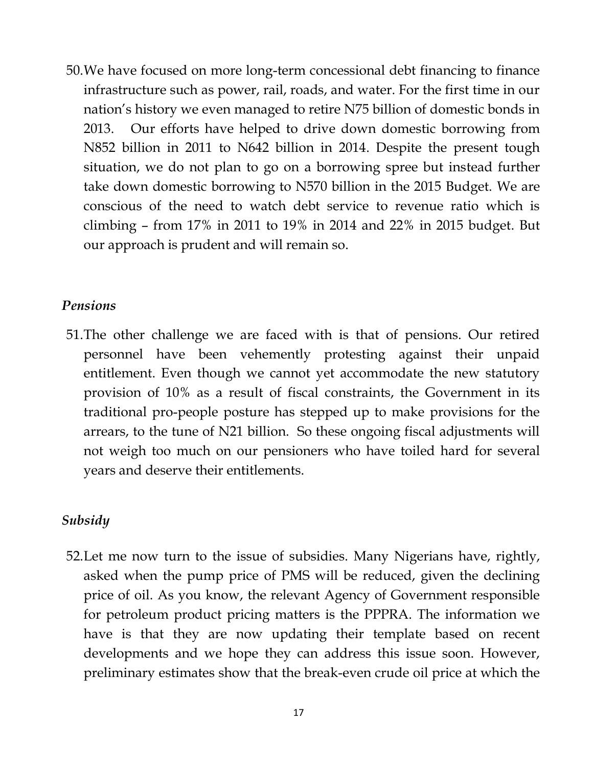50. We have focused on more long-term concessional debt financing to finance infrastructure such as power, rail, roads, and water. For the first time in our nation's history we even managed to retire N75 billion of domestic bonds in 2013. Our efforts have helped to drive down domestic borrowing from N852 billion in 2011 to N642 billion in 2014. Despite the present tough situation, we do not plan to go on a borrowing spree but instead further take down domestic borrowing to N570 billion in the 2015 Budget. We are conscious of the need to watch debt service to revenue ratio which is climbing – from 17% in 2011 to 19% in 2014 and 22% in 2015 budget. But our approach is prudent and will remain so.

*Pensions*

51. The other challenge we are faced with is that of pensions. Our retired personnel have been vehemently protesting against their unpaid entitlement. Even though we cannot yet accommodate the new statutory provision of 10% as a result of fiscal constraints, the Government in its traditional pro-people posture has stepped up to make provisions for the arrears, to the tune of N21 billion. So these ongoing fiscal adjustments will not weigh too much on our pensioners who have toiled hard for several years and deserve their entitlements.

*Subsidy*

52. Let me now turn to the issue of subsidies. Many Nigerians have, rightly, asked when the pump price of PMS will be reduced, given the declining price of oil. As you know, the relevant Agency of Government responsible for petroleum product pricing matters is the PPPRA. The information we have is that they are now updating their template based on recent developments and we hope they can address this issue soon. However, preliminary estimates show that the break-even crude oil price at which the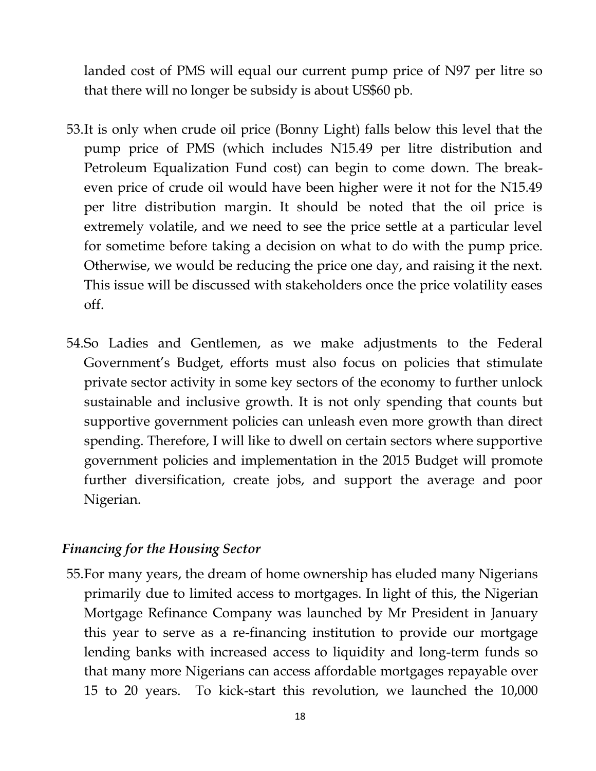landed cost of PMS will equal our current pump price of N97 per litre so that there will no longer be subsidy is about US$60 pb.

53. It is only when crude oil price (Bonny Light) falls below this level that the pump price of PMS (which includes N15.49 per litre distribution and Petroleum Equalization Fund cost) can begin to come down. The break-even price of crude oil would have been higher were it not for the N15.49 per litre distribution margin. It should be noted that the oil price is extremely volatile, and we need to see the price settle at a particular level for sometime before taking a decision on what to do with the pump price. Otherwise, we would be reducing the price one day, and raising it the next. This issue will be discussed with stakeholders once the price volatility eases off.

54. So Ladies and Gentlemen, as we make adjustments to the Federal Government's Budget, efforts must also focus on policies that stimulate private sector activity in some key sectors of the economy to further unlock sustainable and inclusive growth. It is not only spending that counts but supportive government policies can unleash even more growth than direct spending. Therefore, I will like to dwell on certain sectors where supportive government policies and implementation in the 2015 Budget will promote further diversification, create jobs, and support the average and poor Nigerian.

### *Financing for the Housing Sector*

55. For many years, the dream of home ownership has eluded many Nigerians primarily due to limited access to mortgages. In light of this, the Nigerian Mortgage Refinance Company was launched by Mr President in January this year to serve as a re-financing institution to provide our mortgage lending banks with increased access to liquidity and long-term funds so that many more Nigerians can access affordable mortgages repayable over 15 to 20 years. To kick-start this revolution, we launched the 10,000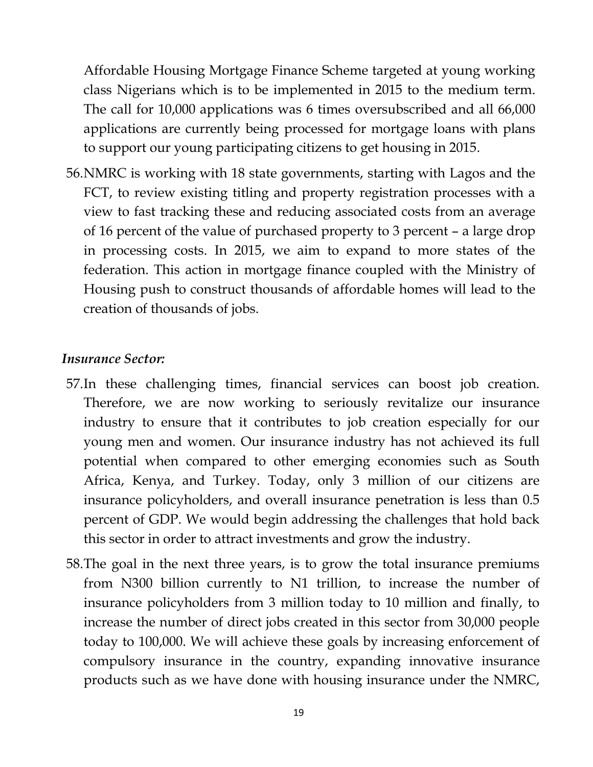Affordable Housing Mortgage Finance Scheme targeted at young working class Nigerians which is to be implemented in 2015 to the medium term. The call for 10,000 applications was 6 times oversubscribed and all 66,000 applications are currently being processed for mortgage loans with plans to support our young participating citizens to get housing in 2015.

56. NMRC is working with 18 state governments, starting with Lagos and the FCT, to review existing titling and property registration processes with a view to fast tracking these and reducing associated costs from an average of 16 percent of the value of purchased property to 3 percent – a large drop in processing costs. In 2015, we aim to expand to more states of the federation. This action in mortgage finance coupled with the Ministry of Housing push to construct thousands of affordable homes will lead to the creation of thousands of jobs.

***Insurance Sector:***

57. In these challenging times, financial services can boost job creation. Therefore, we are now working to seriously revitalize our insurance industry to ensure that it contributes to job creation especially for our young men and women. Our insurance industry has not achieved its full potential when compared to other emerging economies such as South Africa, Kenya, and Turkey. Today, only 3 million of our citizens are insurance policyholders, and overall insurance penetration is less than 0.5 percent of GDP. We would begin addressing the challenges that hold back this sector in order to attract investments and grow the industry.

58. The goal in the next three years, is to grow the total insurance premiums from N300 billion currently to N1 trillion, to increase the number of insurance policyholders from 3 million today to 10 million and finally, to increase the number of direct jobs created in this sector from 30,000 people today to 100,000. We will achieve these goals by increasing enforcement of compulsory insurance in the country, expanding innovative insurance products such as we have done with housing insurance under the NMRC,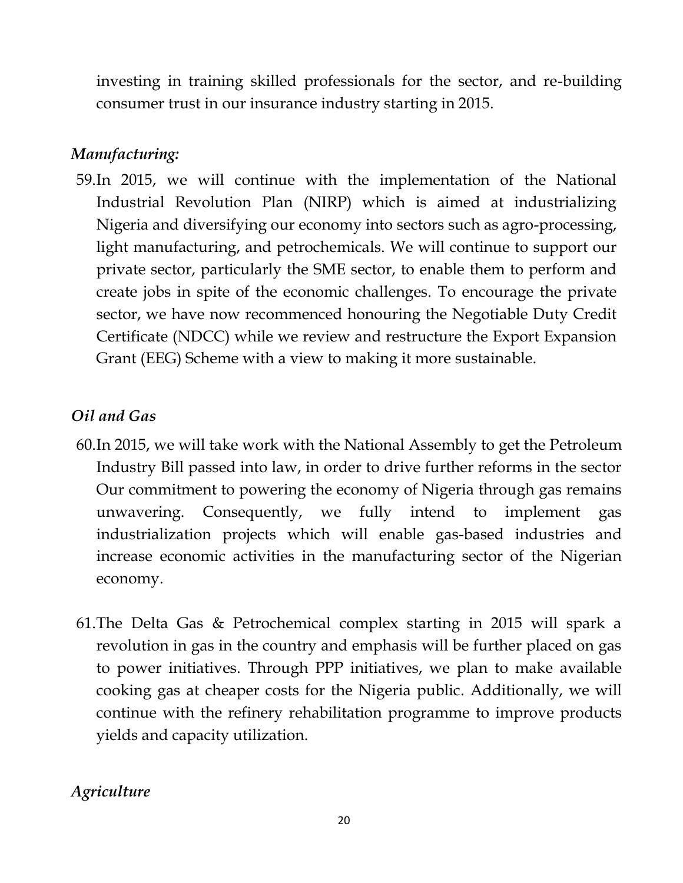investing in training skilled professionals for the sector, and re-building consumer trust in our insurance industry starting in 2015.

### *Manufacturing:*

59. In 2015, we will continue with the implementation of the National Industrial Revolution Plan (NIRP) which is aimed at industrializing Nigeria and diversifying our economy into sectors such as agro-processing, light manufacturing, and petrochemicals. We will continue to support our private sector, particularly the SME sector, to enable them to perform and create jobs in spite of the economic challenges. To encourage the private sector, we have now recommenced honouring the Negotiable Duty Credit Certificate (NDCC) while we review and restructure the Export Expansion Grant (EEG) Scheme with a view to making it more sustainable.

### *Oil and Gas*

60. In 2015, we will take work with the National Assembly to get the Petroleum Industry Bill passed into law, in order to drive further reforms in the sector Our commitment to powering the economy of Nigeria through gas remains unwavering. Consequently, we fully intend to implement gas industrialization projects which will enable gas-based industries and increase economic activities in the manufacturing sector of the Nigerian economy.

61. The Delta Gas & Petrochemical complex starting in 2015 will spark a revolution in gas in the country and emphasis will be further placed on gas to power initiatives. Through PPP initiatives, we plan to make available cooking gas at cheaper costs for the Nigeria public. Additionally, we will continue with the refinery rehabilitation programme to improve products yields and capacity utilization.

### *Agriculture*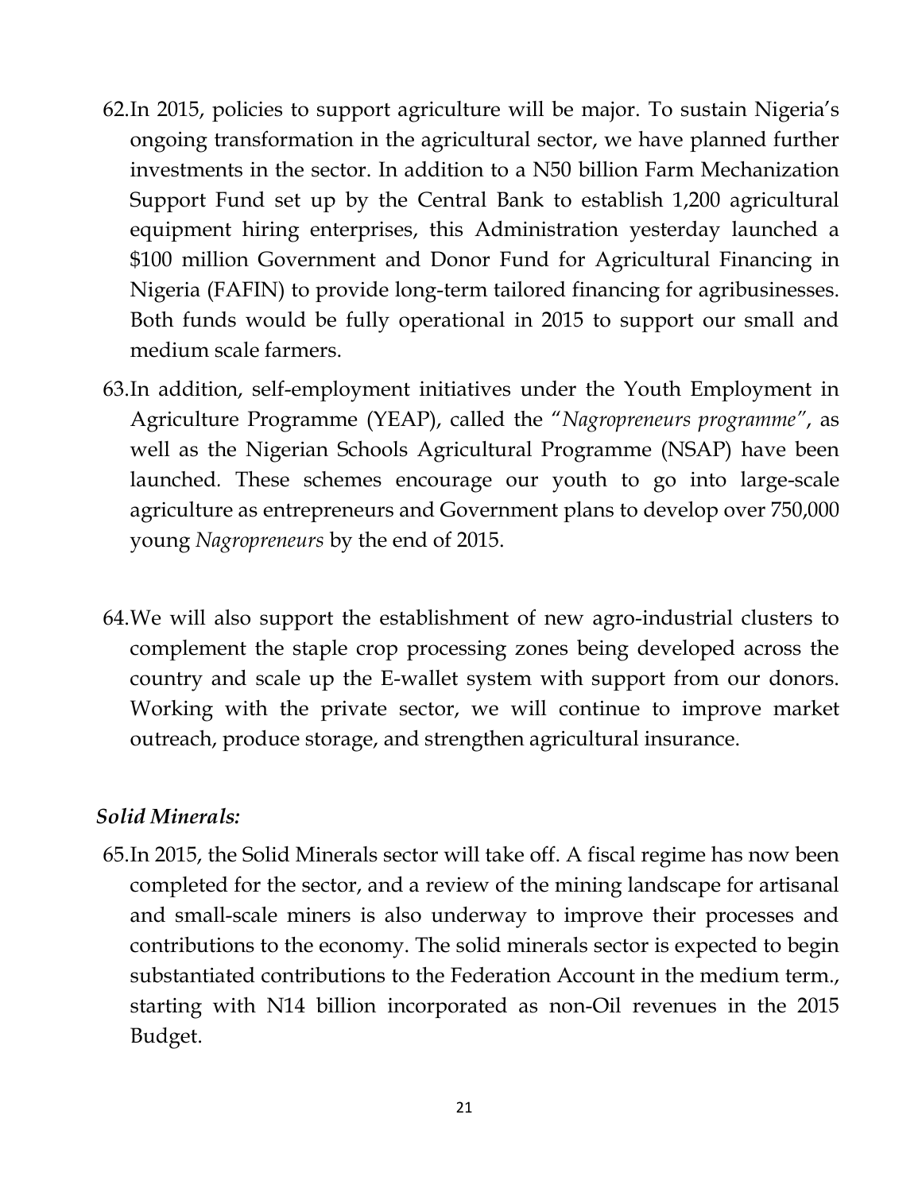62. In 2015, policies to support agriculture will be major. To sustain Nigeria's ongoing transformation in the agricultural sector, we have planned further investments in the sector. In addition to a N50 billion Farm Mechanization Support Fund set up by the Central Bank to establish 1,200 agricultural equipment hiring enterprises, this Administration yesterday launched a $100 million Government and Donor Fund for Agricultural Financing in Nigeria (FAFIN) to provide long-term tailored financing for agribusinesses. Both funds would be fully operational in 2015 to support our small and medium scale farmers.

63. In addition, self-employment initiatives under the Youth Employment in Agriculture Programme (YEAP), called the "*Nagropreneurs programme*", as well as the Nigerian Schools Agricultural Programme (NSAP) have been launched. These schemes encourage our youth to go into large-scale agriculture as entrepreneurs and Government plans to develop over 750,000 young *Nagropreneurs* by the end of 2015.

64. We will also support the establishment of new agro-industrial clusters to complement the staple crop processing zones being developed across the country and scale up the E-wallet system with support from our donors. Working with the private sector, we will continue to improve market outreach, produce storage, and strengthen agricultural insurance.

***Solid Minerals:***

65. In 2015, the Solid Minerals sector will take off. A fiscal regime has now been completed for the sector, and a review of the mining landscape for artisanal and small-scale miners is also underway to improve their processes and contributions to the economy. The solid minerals sector is expected to begin substantiated contributions to the Federation Account in the medium term., starting with N14 billion incorporated as non-Oil revenues in the 2015 Budget.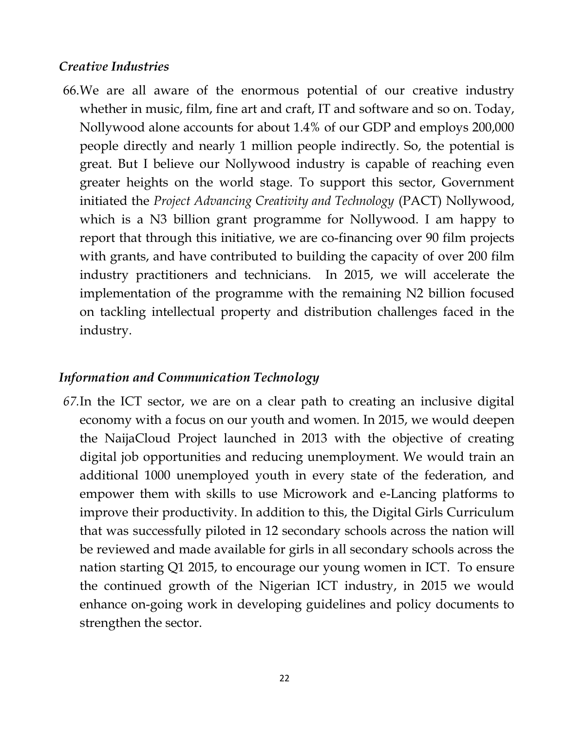*Creative Industries*

66. We are all aware of the enormous potential of our creative industry whether in music, film, fine art and craft, IT and software and so on. Today, Nollywood alone accounts for about 1.4% of our GDP and employs 200,000 people directly and nearly 1 million people indirectly. So, the potential is great. But I believe our Nollywood industry is capable of reaching even greater heights on the world stage. To support this sector, Government initiated the *Project Advancing Creativity and Technology* (PACT) Nollywood, which is a N3 billion grant programme for Nollywood. I am happy to report that through this initiative, we are co-financing over 90 film projects with grants, and have contributed to building the capacity of over 200 film industry practitioners and technicians. In 2015, we will accelerate the implementation of the programme with the remaining N2 billion focused on tackling intellectual property and distribution challenges faced in the industry.

*Information and Communication Technology*

67. In the ICT sector, we are on a clear path to creating an inclusive digital economy with a focus on our youth and women. In 2015, we would deepen the NaijaCloud Project launched in 2013 with the objective of creating digital job opportunities and reducing unemployment. We would train an additional 1000 unemployed youth in every state of the federation, and empower them with skills to use Microwork and e-Lancing platforms to improve their productivity. In addition to this, the Digital Girls Curriculum that was successfully piloted in 12 secondary schools across the nation will be reviewed and made available for girls in all secondary schools across the nation starting Q1 2015, to encourage our young women in ICT. To ensure the continued growth of the Nigerian ICT industry, in 2015 we would enhance on-going work in developing guidelines and policy documents to strengthen the sector.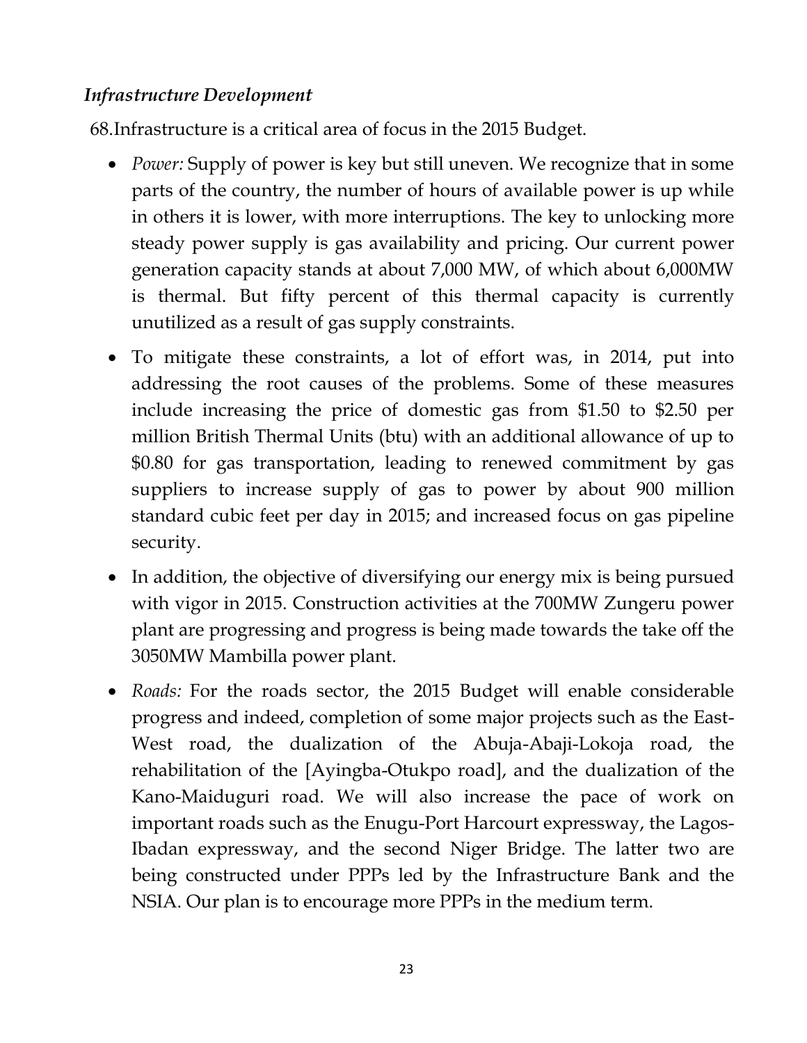### *Infrastructure Development*

68.Infrastructure is a critical area of focus in the 2015 Budget.

- *Power:* Supply of power is key but still uneven. We recognize that in some parts of the country, the number of hours of available power is up while in others it is lower, with more interruptions. The key to unlocking more steady power supply is gas availability and pricing. Our current power generation capacity stands at about 7,000 MW, of which about 6,000MW is thermal. But fifty percent of this thermal capacity is currently unutilized as a result of gas supply constraints.
- To mitigate these constraints, a lot of effort was, in 2014, put into addressing the root causes of the problems. Some of these measures include increasing the price of domestic gas from $1.50 to $2.50 per million British Thermal Units (btu) with an additional allowance of up to $0.80 for gas transportation, leading to renewed commitment by gas suppliers to increase supply of gas to power by about 900 million standard cubic feet per day in 2015; and increased focus on gas pipeline security.
- In addition, the objective of diversifying our energy mix is being pursued with vigor in 2015. Construction activities at the 700MW Zungeru power plant are progressing and progress is being made towards the take off the 3050MW Mambilla power plant.
- *Roads:* For the roads sector, the 2015 Budget will enable considerable progress and indeed, completion of some major projects such as the East-West road, the dualization of the Abuja-Abaji-Lokoja road, the rehabilitation of the [Ayingba-Otukpo road], and the dualization of the Kano-Maiduguri road. We will also increase the pace of work on important roads such as the Enugu-Port Harcourt expressway, the Lagos-Ibadan expressway, and the second Niger Bridge. The latter two are being constructed under PPPs led by the Infrastructure Bank and the NSIA. Our plan is to encourage more PPPs in the medium term.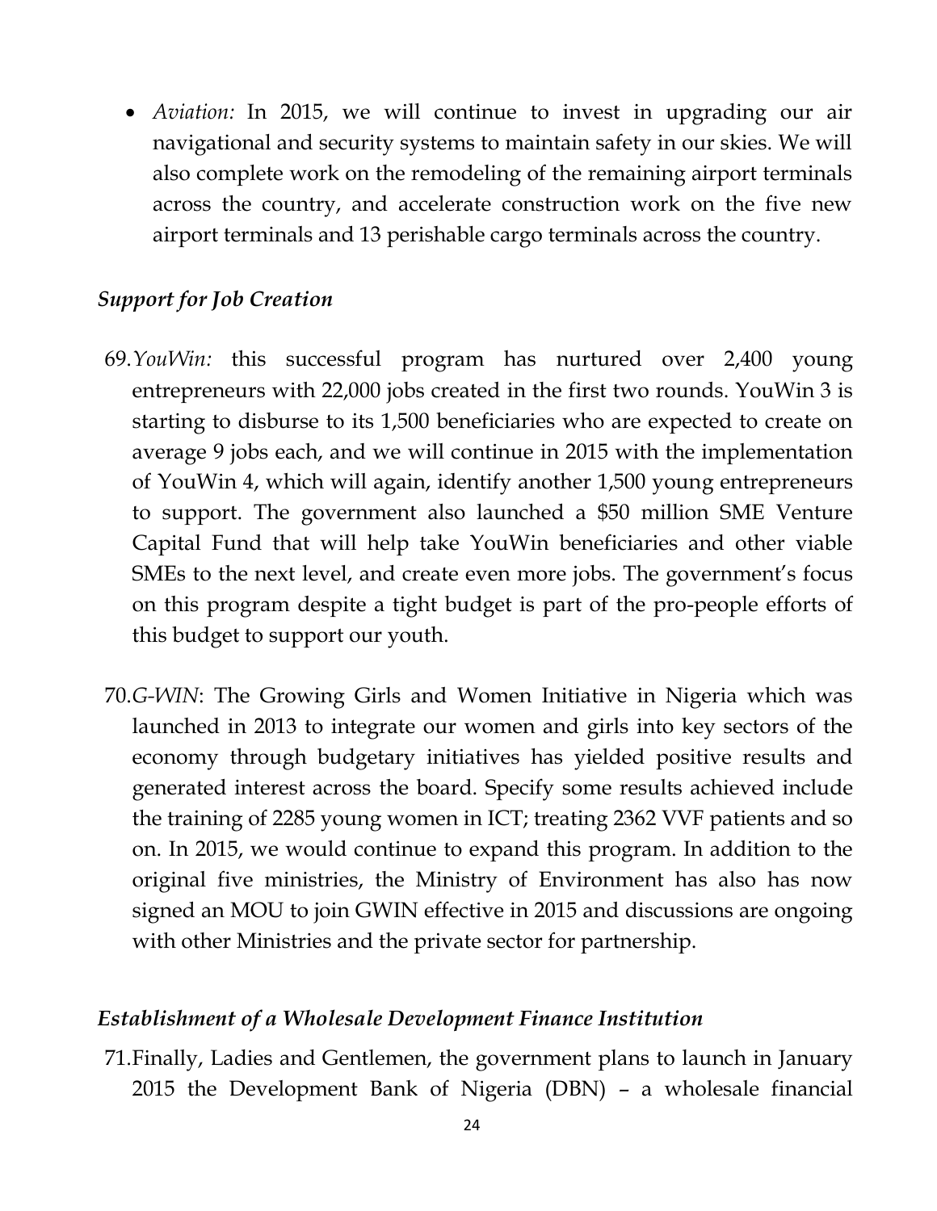- *Aviation:* In 2015, we will continue to invest in upgrading our air navigational and security systems to maintain safety in our skies. We will also complete work on the remodeling of the remaining airport terminals across the country, and accelerate construction work on the five new airport terminals and 13 perishable cargo terminals across the country.

***Support for Job Creation***

69. *YouWin:* this successful program has nurtured over 2,400 young entrepreneurs with 22,000 jobs created in the first two rounds. YouWin 3 is starting to disburse to its 1,500 beneficiaries who are expected to create on average 9 jobs each, and we will continue in 2015 with the implementation of YouWin 4, which will again, identify another 1,500 young entrepreneurs to support. The government also launched a $50 million SME Venture Capital Fund that will help take YouWin beneficiaries and other viable SMEs to the next level, and create even more jobs. The government's focus on this program despite a tight budget is part of the pro-people efforts of this budget to support our youth.

70. *G-WIN*: The Growing Girls and Women Initiative in Nigeria which was launched in 2013 to integrate our women and girls into key sectors of the economy through budgetary initiatives has yielded positive results and generated interest across the board. Specify some results achieved include the training of 2285 young women in ICT; treating 2362 VVF patients and so on. In 2015, we would continue to expand this program. In addition to the original five ministries, the Ministry of Environment has also has now signed an MOU to join GWIN effective in 2015 and discussions are ongoing with other Ministries and the private sector for partnership.

***Establishment of a Wholesale Development Finance Institution***

71. Finally, Ladies and Gentlemen, the government plans to launch in January 2015 the Development Bank of Nigeria (DBN) – a wholesale financial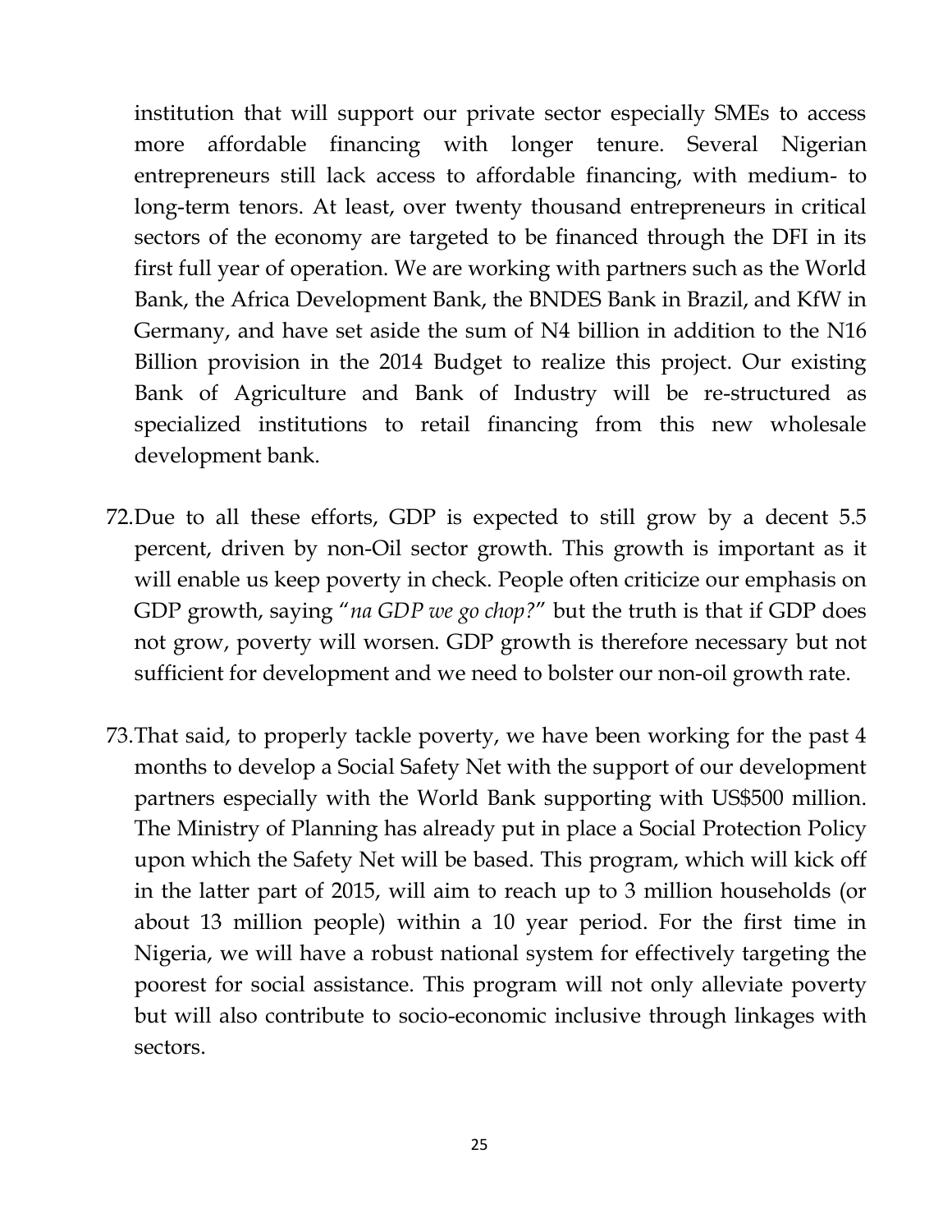institution that will support our private sector especially SMEs to access more affordable financing with longer tenure. Several Nigerian entrepreneurs still lack access to affordable financing, with medium- to long-term tenors. At least, over twenty thousand entrepreneurs in critical sectors of the economy are targeted to be financed through the DFI in its first full year of operation. We are working with partners such as the World Bank, the Africa Development Bank, the BNDES Bank in Brazil, and KfW in Germany, and have set aside the sum of N4 billion in addition to the N16 Billion provision in the 2014 Budget to realize this project. Our existing Bank of Agriculture and Bank of Industry will be re-structured as specialized institutions to retail financing from this new wholesale development bank.

72. Due to all these efforts, GDP is expected to still grow by a decent 5.5 percent, driven by non-Oil sector growth. This growth is important as it will enable us keep poverty in check. People often criticize our emphasis on GDP growth, saying "*na GDP we go chop?*" but the truth is that if GDP does not grow, poverty will worsen. GDP growth is therefore necessary but not sufficient for development and we need to bolster our non-oil growth rate.

73. That said, to properly tackle poverty, we have been working for the past 4 months to develop a Social Safety Net with the support of our development partners especially with the World Bank supporting with US$500 million. The Ministry of Planning has already put in place a Social Protection Policy upon which the Safety Net will be based. This program, which will kick off in the latter part of 2015, will aim to reach up to 3 million households (or about 13 million people) within a 10 year period. For the first time in Nigeria, we will have a robust national system for effectively targeting the poorest for social assistance. This program will not only alleviate poverty but will also contribute to socio-economic inclusive through linkages with sectors.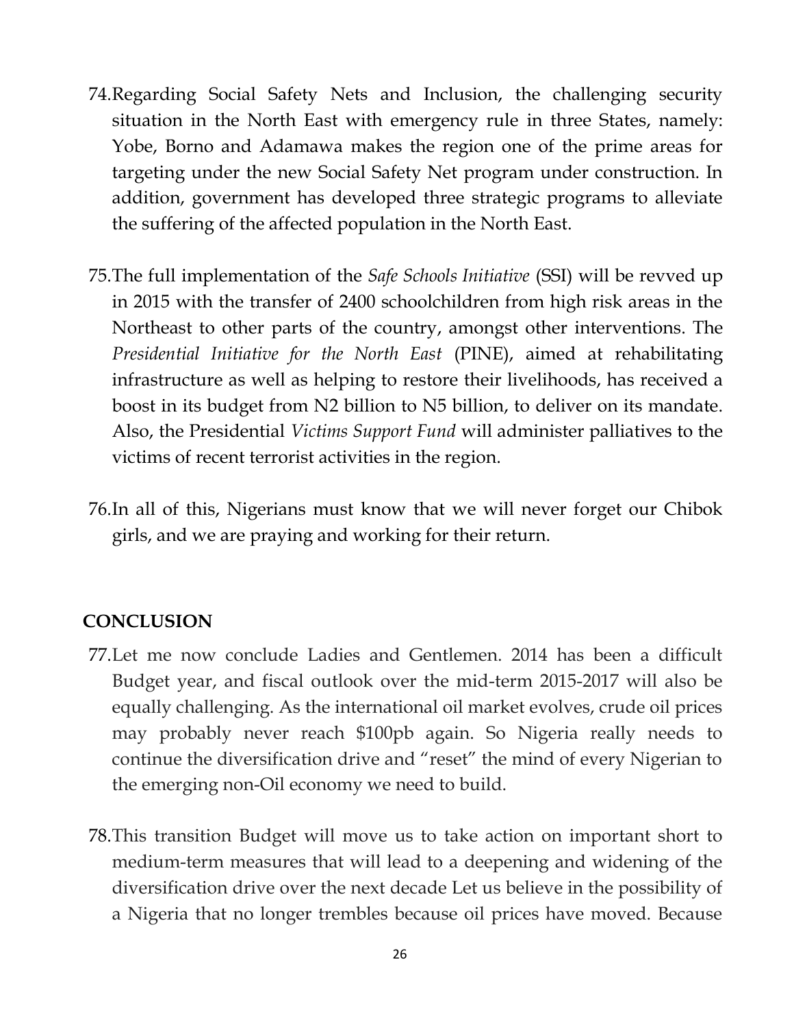74. Regarding Social Safety Nets and Inclusion, the challenging security situation in the North East with emergency rule in three States, namely: Yobe, Borno and Adamawa makes the region one of the prime areas for targeting under the new Social Safety Net program under construction. In addition, government has developed three strategic programs to alleviate the suffering of the affected population in the North East.

75. The full implementation of the *Safe Schools Initiative* (SSI) will be revved up in 2015 with the transfer of 2400 schoolchildren from high risk areas in the Northeast to other parts of the country, amongst other interventions. The *Presidential Initiative for the North East* (PINE), aimed at rehabilitating infrastructure as well as helping to restore their livelihoods, has received a boost in its budget from N2 billion to N5 billion, to deliver on its mandate. Also, the Presidential *Victims Support Fund* will administer palliatives to the victims of recent terrorist activities in the region.

76. In all of this, Nigerians must know that we will never forget our Chibok girls, and we are praying and working for their return.

## CONCLUSION

77. Let me now conclude Ladies and Gentlemen. 2014 has been a difficult Budget year, and fiscal outlook over the mid-term 2015-2017 will also be equally challenging. As the international oil market evolves, crude oil prices may probably never reach $100pb again. So Nigeria really needs to continue the diversification drive and "reset" the mind of every Nigerian to the emerging non-Oil economy we need to build.

78. This transition Budget will move us to take action on important short to medium-term measures that will lead to a deepening and widening of the diversification drive over the next decade Let us believe in the possibility of a Nigeria that no longer trembles because oil prices have moved. Because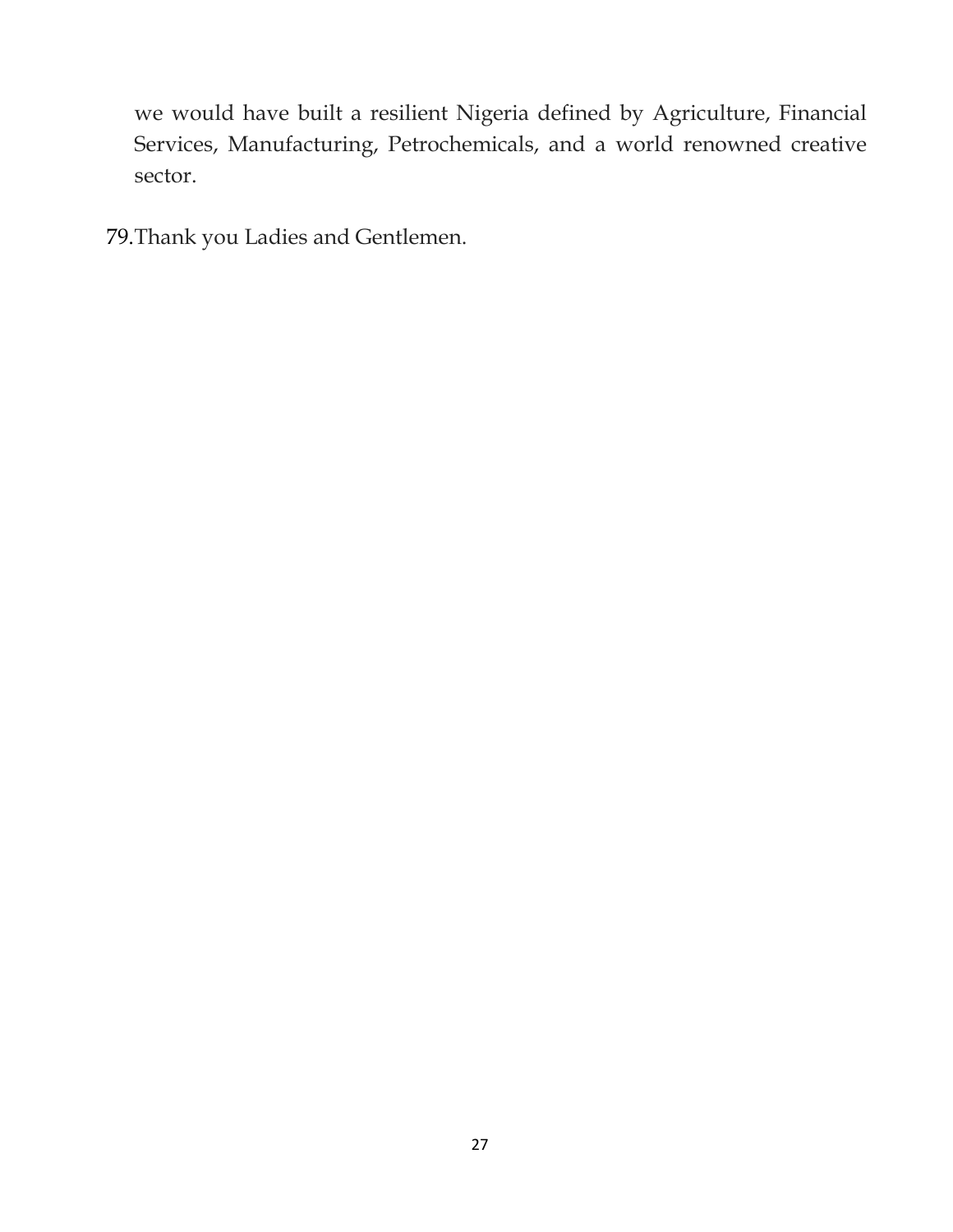we would have built a resilient Nigeria defined by Agriculture, Financial Services, Manufacturing, Petrochemicals, and a world renowned creative sector.

79. Thank you Ladies and Gentlemen.